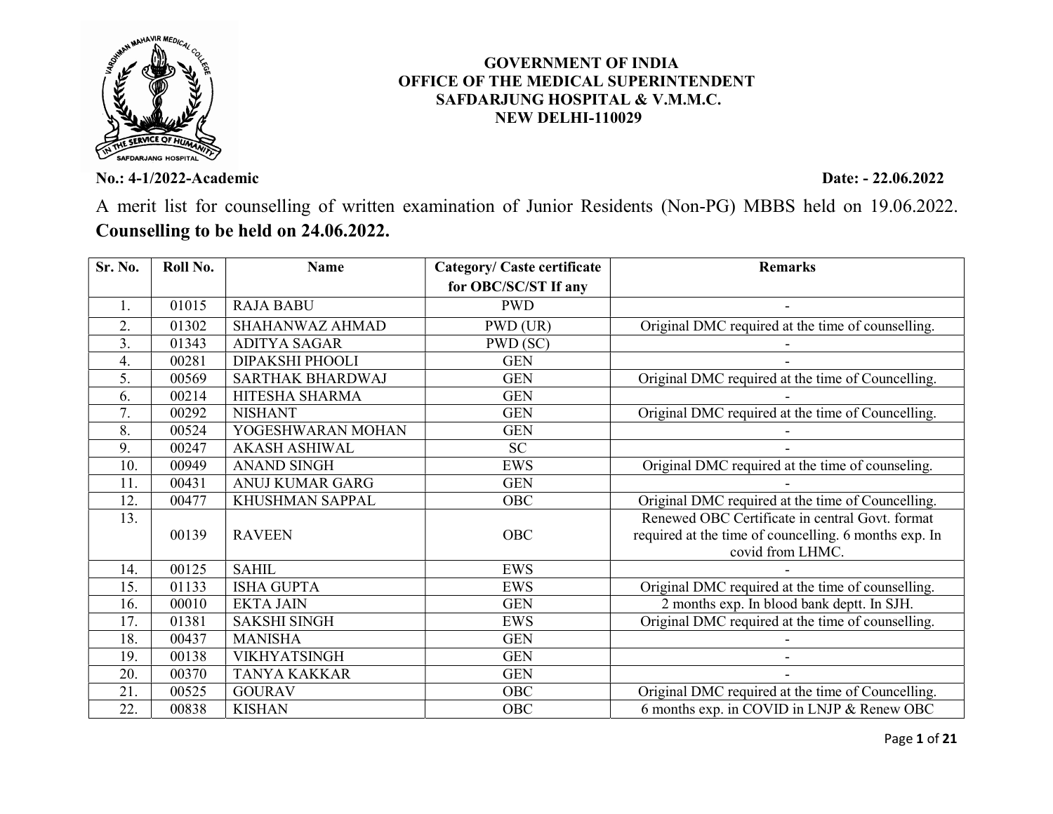**GOVERNMENT OF INDIA**
**OFFICE OF THE MEDICAL SUPERINTENDENT**
**SAFDARJUNG HOSPITAL & V.M.M.C.**
**NEW DELHI-110029**

**No.: 4-1/2022-Academic** **Date: - 22.06.2022**

A merit list for counselling of written examination of Junior Residents (Non-PG) MBBS held on 19.06.2022. **Counselling to be held on 24.06.2022.**

| Sr. No. | Roll No. | Name | Category/ Caste certificate for OBC/SC/ST If any | Remarks |
|---|---|---|---|---|
| 1. | 01015 | RAJA BABU | PWD | - |
| 2. | 01302 | SHAHANWAZ AHMAD | PWD (UR) | Original DMC required at the time of counselling. |
| 3. | 01343 | ADITYA SAGAR | PWD (SC) | - |
| 4. | 00281 | DIPAKSHI PHOOLI | GEN | - |
| 5. | 00569 | SARTHAK BHARDWAJ | GEN | Original DMC required at the time of Councelling. |
| 6. | 00214 | HITESHA SHARMA | GEN | - |
| 7. | 00292 | NISHANT | GEN | Original DMC required at the time of Councelling. |
| 8. | 00524 | YOGESHWARAN MOHAN | GEN | - |
| 9. | 00247 | AKASH ASHIWAL | SC | - |
| 10. | 00949 | ANAND SINGH | EWS | Original DMC required at the time of counseling. |
| 11. | 00431 | ANUJ KUMAR GARG | GEN | - |
| 12. | 00477 | KHUSHMAN SAPPAL | OBC | Original DMC required at the time of Councelling. |
| 13. | 00139 | RAVEEN | OBC | Renewed OBC Certificate in central Govt. format required at the time of councelling. 6 months exp. In covid from LHMC. |
| 14. | 00125 | SAHIL | EWS | - |
| 15. | 01133 | ISHA GUPTA | EWS | Original DMC required at the time of counselling. |
| 16. | 00010 | EKTA JAIN | GEN | 2 months exp. In blood bank deptt. In SJH. |
| 17. | 01381 | SAKSHI SINGH | EWS | Original DMC required at the time of counselling. |
| 18. | 00437 | MANISHA | GEN | - |
| 19. | 00138 | VIKHYATSINGH | GEN | - |
| 20. | 00370 | TANYA KAKKAR | GEN | - |
| 21. | 00525 | GOURAV | OBC | Original DMC required at the time of Councelling. |
| 22. | 00838 | KISHAN | OBC | 6 months exp. in COVID in LNJP & Renew OBC |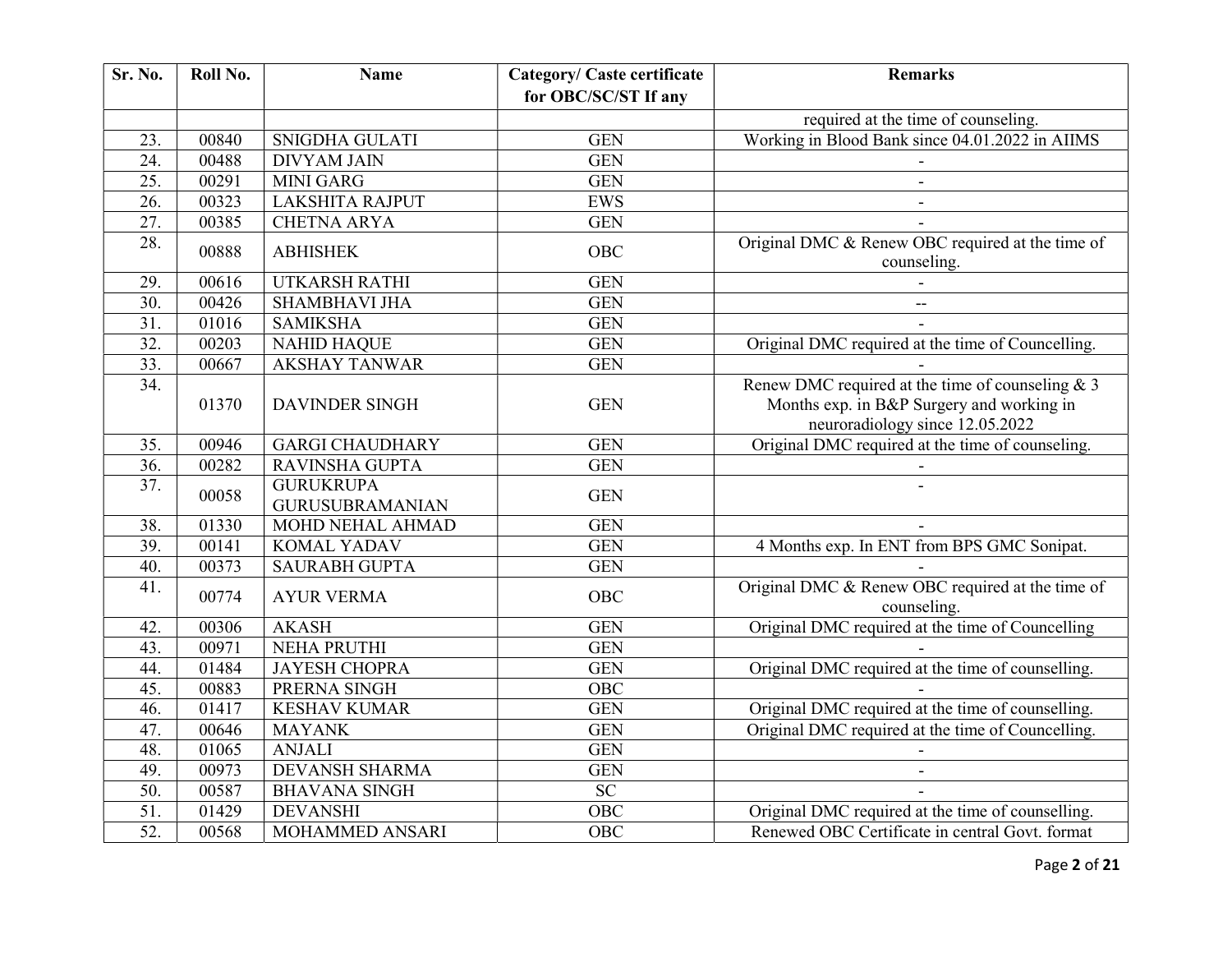| Sr. No. | Roll No. | Name | Category/ Caste certificate for OBC/SC/ST If any | Remarks |
|---|---|---|---|---|
| | | | | required at the time of counseling. |
| 23. | 00840 | SNIGDHA GULATI | GEN | Working in Blood Bank since 04.01.2022 in AIIMS |
| 24. | 00488 | DIVYAM JAIN | GEN | - |
| 25. | 00291 | MINI GARG | GEN | - |
| 26. | 00323 | LAKSHITA RAJPUT | EWS | - |
| 27. | 00385 | CHETNA ARYA | GEN | - |
| 28. | 00888 | ABHISHEK | OBC | Original DMC & Renew OBC required at the time of counseling. |
| 29. | 00616 | UTKARSH RATHI | GEN | - |
| 30. | 00426 | SHAMBHAVI JHA | GEN | -- |
| 31. | 01016 | SAMIKSHA | GEN | - |
| 32. | 00203 | NAHID HAQUE | GEN | Original DMC required at the time of Councelling. |
| 33. | 00667 | AKSHAY TANWAR | GEN | - |
| 34. | 01370 | DAVINDER SINGH | GEN | Renew DMC required at the time of counseling & 3 Months exp. in B&P Surgery and working in neuroradiology since 12.05.2022 |
| 35. | 00946 | GARGI CHAUDHARY | GEN | Original DMC required at the time of counseling. |
| 36. | 00282 | RAVINSHA GUPTA | GEN | - |
| 37. | 00058 | GURUKRUPA GURUSUBRAMANIAN | GEN | - |
| 38. | 01330 | MOHD NEHAL AHMAD | GEN | - |
| 39. | 00141 | KOMAL YADAV | GEN | 4 Months exp. In ENT from BPS GMC Sonipat. |
| 40. | 00373 | SAURABH GUPTA | GEN | - |
| 41. | 00774 | AYUR VERMA | OBC | Original DMC & Renew OBC required at the time of counseling. |
| 42. | 00306 | AKASH | GEN | Original DMC required at the time of Councelling |
| 43. | 00971 | NEHA PRUTHI | GEN | - |
| 44. | 01484 | JAYESH CHOPRA | GEN | Original DMC required at the time of counselling. |
| 45. | 00883 | PRERNA SINGH | OBC | - |
| 46. | 01417 | KESHAV KUMAR | GEN | Original DMC required at the time of counselling. |
| 47. | 00646 | MAYANK | GEN | Original DMC required at the time of Councelling. |
| 48. | 01065 | ANJALI | GEN | - |
| 49. | 00973 | DEVANSH SHARMA | GEN | - |
| 50. | 00587 | BHAVANA SINGH | SC | - |
| 51. | 01429 | DEVANSHI | OBC | Original DMC required at the time of counselling. |
| 52. | 00568 | MOHAMMED ANSARI | OBC | Renewed OBC Certificate in central Govt. format |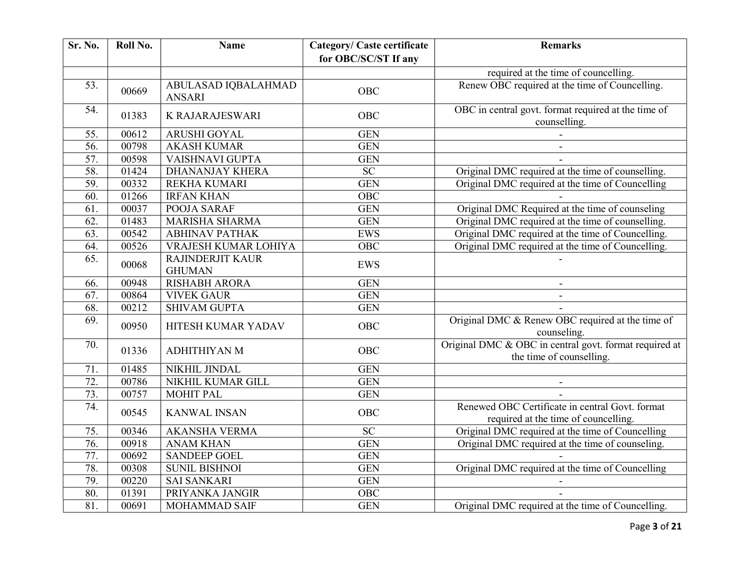| Sr. No. | Roll No. | Name | Category/ Caste certificate for OBC/SC/ST If any | Remarks |
|---|---|---|---|---|
| | | | | required at the time of councelling. |
| 53. | 00669 | ABULASAD IQBALAHMAD ANSARI | OBC | Renew OBC required at the time of Councelling. |
| 54. | 01383 | K RAJARAJESWARI | OBC | OBC in central govt. format required at the time of counselling. |
| 55. | 00612 | ARUSHI GOYAL | GEN | - |
| 56. | 00798 | AKASH KUMAR | GEN | - |
| 57. | 00598 | VAISHNAVI GUPTA | GEN | - |
| 58. | 01424 | DHANANJAY KHERA | SC | Original DMC required at the time of counselling. |
| 59. | 00332 | REKHA KUMARI | GEN | Original DMC required at the time of Councelling |
| 60. | 01266 | IRFAN KHAN | OBC | - |
| 61. | 00037 | POOJA SARAF | GEN | Original DMC Required at the time of counseling |
| 62. | 01483 | MARISHA SHARMA | GEN | Original DMC required at the time of counselling. |
| 63. | 00542 | ABHINAV PATHAK | EWS | Original DMC required at the time of Councelling. |
| 64. | 00526 | VRAJESH KUMAR LOHIYA | OBC | Original DMC required at the time of Councelling. |
| 65. | 00068 | RAJINDERJIT KAUR GHUMAN | EWS | - |
| 66. | 00948 | RISHABH ARORA | GEN | - |
| 67. | 00864 | VIVEK GAUR | GEN | - |
| 68. | 00212 | SHIVAM GUPTA | GEN | - |
| 69. | 00950 | HITESH KUMAR YADAV | OBC | Original DMC & Renew OBC required at the time of counseling. |
| 70. | 01336 | ADHITHIYAN M | OBC | Original DMC & OBC in central govt. format required at the time of counselling. |
| 71. | 01485 | NIKHIL JINDAL | GEN | |
| 72. | 00786 | NIKHIL KUMAR GILL | GEN | - |
| 73. | 00757 | MOHIT PAL | GEN | - |
| 74. | 00545 | KANWAL INSAN | OBC | Renewed OBC Certificate in central Govt. format required at the time of councelling. |
| 75. | 00346 | AKANSHA VERMA | SC | Original DMC required at the time of Councelling |
| 76. | 00918 | ANAM KHAN | GEN | Original DMC required at the time of counseling. |
| 77. | 00692 | SANDEEP GOEL | GEN | - |
| 78. | 00308 | SUNIL BISHNOI | GEN | Original DMC required at the time of Councelling |
| 79. | 00220 | SAI SANKARI | GEN | - |
| 80. | 01391 | PRIYANKA JANGIR | OBC | - |
| 81. | 00691 | MOHAMMAD SAIF | GEN | Original DMC required at the time of Councelling. |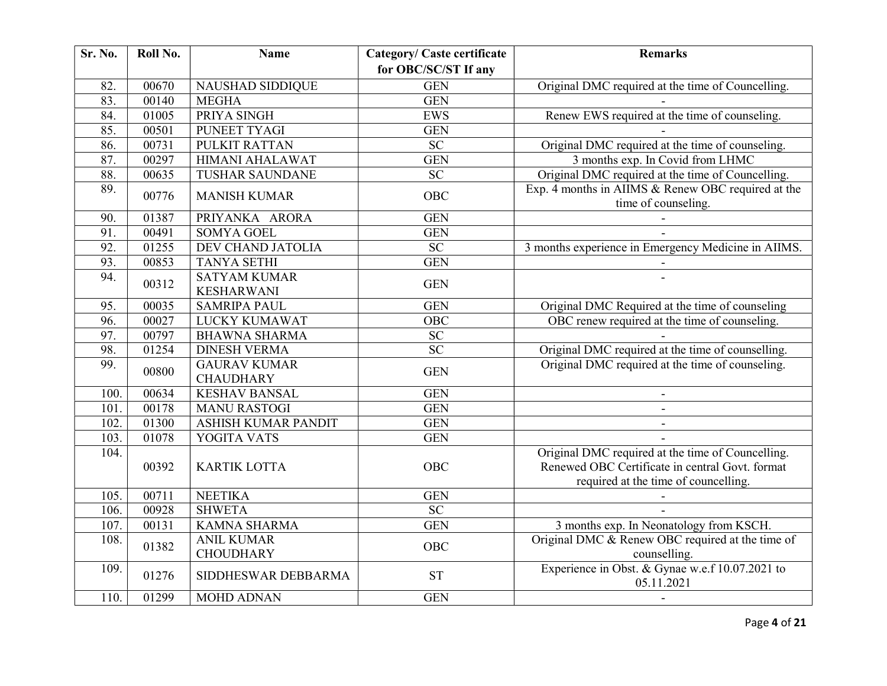| Sr. No. | Roll No. | Name | Category/ Caste certificate for OBC/SC/ST If any | Remarks |
|---|---|---|---|---|
| 82. | 00670 | NAUSHAD SIDDIQUE | GEN | Original DMC required at the time of Councelling. |
| 83. | 00140 | MEGHA | GEN | - |
| 84. | 01005 | PRIYA SINGH | EWS | Renew EWS required at the time of counseling. |
| 85. | 00501 | PUNEET TYAGI | GEN | - |
| 86. | 00731 | PULKIT RATTAN | SC | Original DMC required at the time of counseling. |
| 87. | 00297 | HIMANI AHALAWAT | GEN | 3 months exp. In Covid from LHMC |
| 88. | 00635 | TUSHAR SAUNDANE | SC | Original DMC required at the time of Councelling. |
| 89. | 00776 | MANISH KUMAR | OBC | Exp. 4 months in AIIMS & Renew OBC required at the time of counseling. |
| 90. | 01387 | PRIYANKA ARORA | GEN | - |
| 91. | 00491 | SOMYA GOEL | GEN | - |
| 92. | 01255 | DEV CHAND JATOLIA | SC | 3 months experience in Emergency Medicine in AIIMS. |
| 93. | 00853 | TANYA SETHI | GEN | - |
| 94. | 00312 | SATYAM KUMAR KESHARWANI | GEN | - |
| 95. | 00035 | SAMRIPA PAUL | GEN | Original DMC Required at the time of counseling |
| 96. | 00027 | LUCKY KUMAWAT | OBC | OBC renew required at the time of counseling. |
| 97. | 00797 | BHAWNA SHARMA | SC | - |
| 98. | 01254 | DINESH VERMA | SC | Original DMC required at the time of counselling. |
| 99. | 00800 | GAURAV KUMAR CHAUDHARY | GEN | Original DMC required at the time of counseling. |
| 100. | 00634 | KESHAV BANSAL | GEN | - |
| 101. | 00178 | MANU RASTOGI | GEN | - |
| 102. | 01300 | ASHISH KUMAR PANDIT | GEN | - |
| 103. | 01078 | YOGITA VATS | GEN | - |
| 104. | 00392 | KARTIK LOTTA | OBC | Original DMC required at the time of Councelling. Renewed OBC Certificate in central Govt. format required at the time of councelling. |
| 105. | 00711 | NEETIKA | GEN | - |
| 106. | 00928 | SHWETA | SC | - |
| 107. | 00131 | KAMNA SHARMA | GEN | 3 months exp. In Neonatology from KSCH. |
| 108. | 01382 | ANIL KUMAR CHOUDHARY | OBC | Original DMC & Renew OBC required at the time of counselling. |
| 109. | 01276 | SIDDHESWAR DEBBARMA | ST | Experience in Obst. & Gynae w.e.f 10.07.2021 to 05.11.2021 |
| 110. | 01299 | MOHD ADNAN | GEN | - |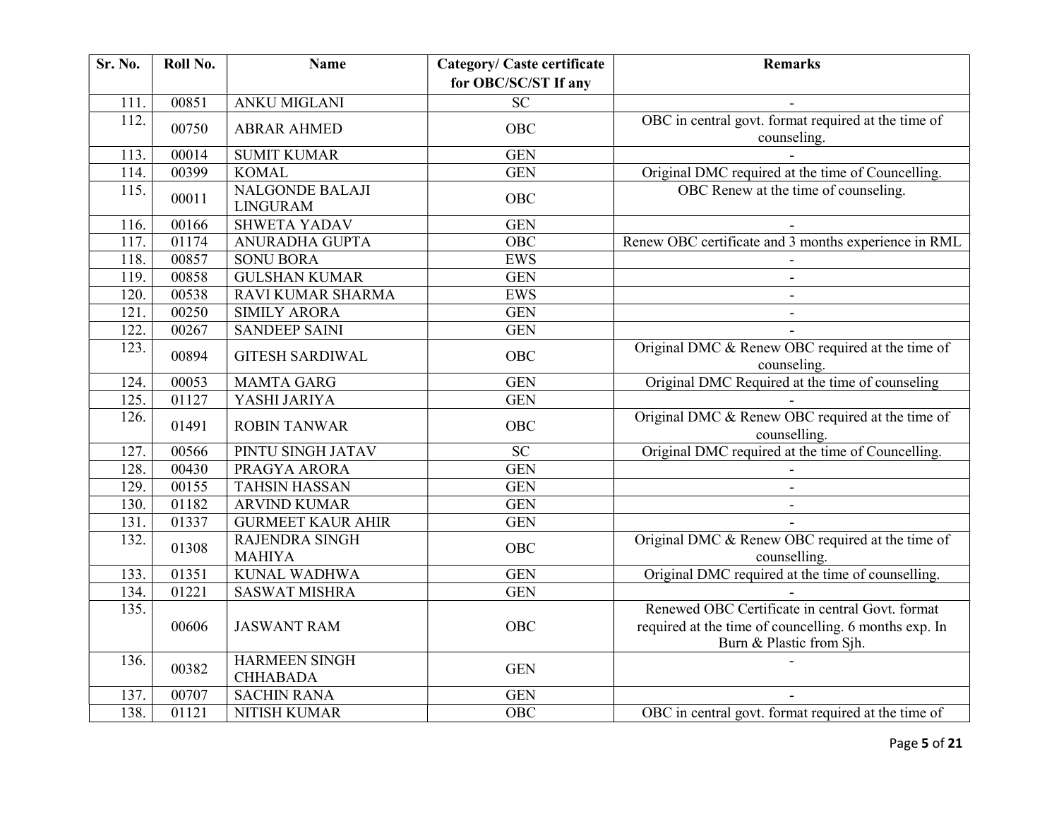| Sr. No. | Roll No. | Name | Category/ Caste certificate for OBC/SC/ST If any | Remarks |
|---|---|---|---|---|
| 111. | 00851 | ANKU MIGLANI | SC | - |
| 112. | 00750 | ABRAR AHMED | OBC | OBC in central govt. format required at the time of counseling. |
| 113. | 00014 | SUMIT KUMAR | GEN | - |
| 114. | 00399 | KOMAL | GEN | Original DMC required at the time of Councelling. |
| 115. | 00011 | NALGONDE BALAJI LINGURAM | OBC | OBC Renew at the time of counseling. |
| 116. | 00166 | SHWETA YADAV | GEN | - |
| 117. | 01174 | ANURADHA GUPTA | OBC | Renew OBC certificate and 3 months experience in RML |
| 118. | 00857 | SONU BORA | EWS | - |
| 119. | 00858 | GULSHAN KUMAR | GEN | - |
| 120. | 00538 | RAVI KUMAR SHARMA | EWS | - |
| 121. | 00250 | SIMILY ARORA | GEN | - |
| 122. | 00267 | SANDEEP SAINI | GEN | - |
| 123. | 00894 | GITESH SARDIWAL | OBC | Original DMC & Renew OBC required at the time of counseling. |
| 124. | 00053 | MAMTA GARG | GEN | Original DMC Required at the time of counseling |
| 125. | 01127 | YASHI JARIYA | GEN | - |
| 126. | 01491 | ROBIN TANWAR | OBC | Original DMC & Renew OBC required at the time of counselling. |
| 127. | 00566 | PINTU SINGH JATAV | SC | Original DMC required at the time of Councelling. |
| 128. | 00430 | PRAGYA ARORA | GEN | - |
| 129. | 00155 | TAHSIN HASSAN | GEN | - |
| 130. | 01182 | ARVIND KUMAR | GEN | - |
| 131. | 01337 | GURMEET KAUR AHIR | GEN | - |
| 132. | 01308 | RAJENDRA SINGH MAHIYA | OBC | Original DMC & Renew OBC required at the time of counselling. |
| 133. | 01351 | KUNAL WADHWA | GEN | Original DMC required at the time of counselling. |
| 134. | 01221 | SASWAT MISHRA | GEN | - |
| 135. | 00606 | JASWANT RAM | OBC | Renewed OBC Certificate in central Govt. format required at the time of councelling. 6 months exp. In Burn & Plastic from Sjh. |
| 136. | 00382 | HARMEEN SINGH CHHABADA | GEN | - |
| 137. | 00707 | SACHIN RANA | GEN | - |
| 138. | 01121 | NITISH KUMAR | OBC | OBC in central govt. format required at the time of |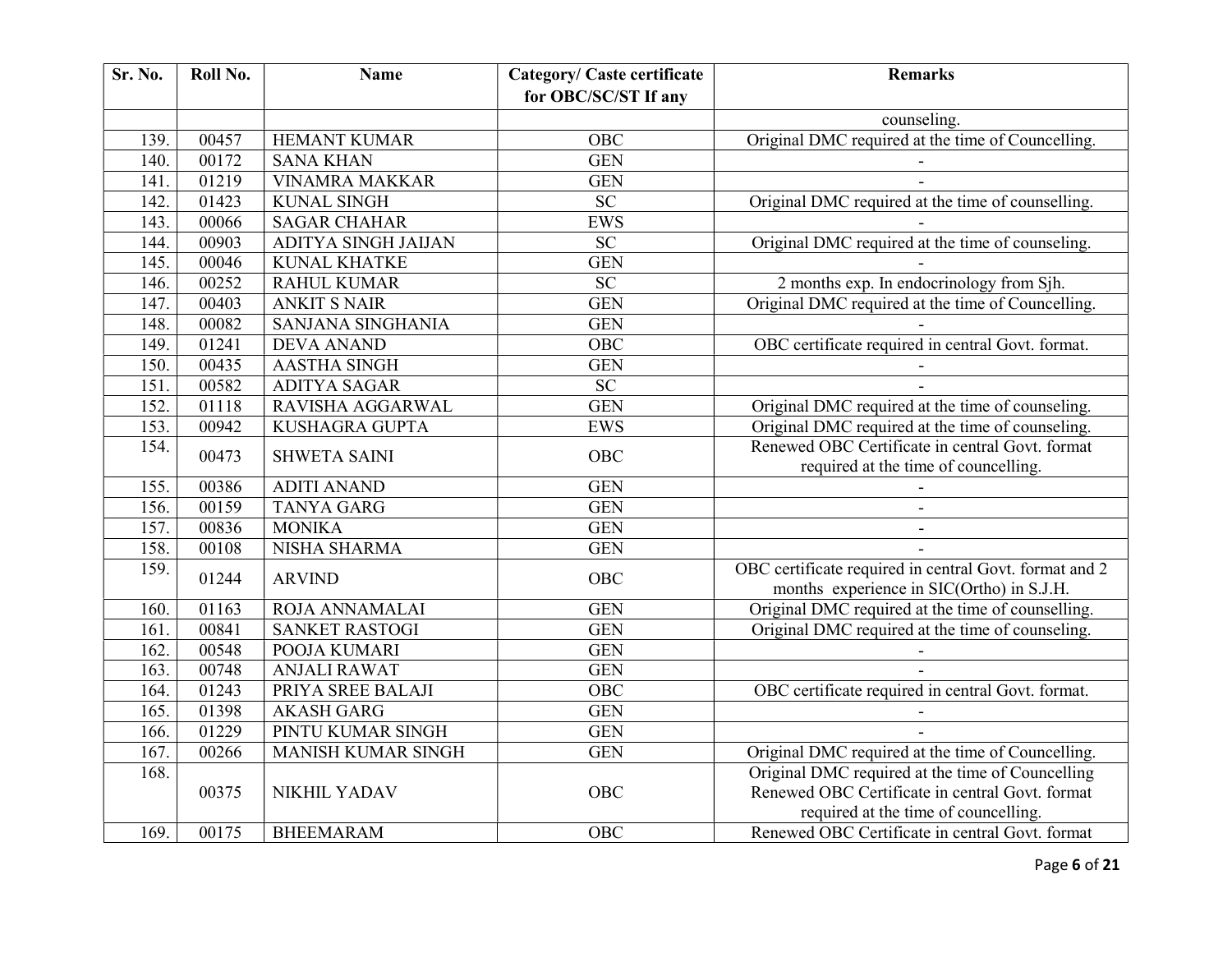| Sr. No. | Roll No. | Name | Category/ Caste certificate for OBC/SC/ST If any | Remarks |
|---|---|---|---|---|
| | | | | counseling. |
| 139. | 00457 | HEMANT KUMAR | OBC | Original DMC required at the time of Councelling. |
| 140. | 00172 | SANA KHAN | GEN | - |
| 141. | 01219 | VINAMRA MAKKAR | GEN | - |
| 142. | 01423 | KUNAL SINGH | SC | Original DMC required at the time of counselling. |
| 143. | 00066 | SAGAR CHAHAR | EWS | - |
| 144. | 00903 | ADITYA SINGH JAIJAN | SC | Original DMC required at the time of counseling. |
| 145. | 00046 | KUNAL KHATKE | GEN | - |
| 146. | 00252 | RAHUL KUMAR | SC | 2 months exp. In endocrinology from Sjh. |
| 147. | 00403 | ANKIT S NAIR | GEN | Original DMC required at the time of Councelling. |
| 148. | 00082 | SANJANA SINGHANIA | GEN | - |
| 149. | 01241 | DEVA ANAND | OBC | OBC certificate required in central Govt. format. |
| 150. | 00435 | AASTHA SINGH | GEN | - |
| 151. | 00582 | ADITYA SAGAR | SC | - |
| 152. | 01118 | RAVISHA AGGARWAL | GEN | Original DMC required at the time of counseling. |
| 153. | 00942 | KUSHAGRA GUPTA | EWS | Original DMC required at the time of counseling. |
| 154. | 00473 | SHWETA SAINI | OBC | Renewed OBC Certificate in central Govt. format required at the time of councelling. |
| 155. | 00386 | ADITI ANAND | GEN | - |
| 156. | 00159 | TANYA GARG | GEN | - |
| 157. | 00836 | MONIKA | GEN | - |
| 158. | 00108 | NISHA SHARMA | GEN | - |
| 159. | 01244 | ARVIND | OBC | OBC certificate required in central Govt. format and 2 months experience in SIC(Ortho) in S.J.H. |
| 160. | 01163 | ROJA ANNAMALAI | GEN | Original DMC required at the time of counselling. |
| 161. | 00841 | SANKET RASTOGI | GEN | Original DMC required at the time of counseling. |
| 162. | 00548 | POOJA KUMARI | GEN | - |
| 163. | 00748 | ANJALI RAWAT | GEN | - |
| 164. | 01243 | PRIYA SREE BALAJI | OBC | OBC certificate required in central Govt. format. |
| 165. | 01398 | AKASH GARG | GEN | - |
| 166. | 01229 | PINTU KUMAR SINGH | GEN | - |
| 167. | 00266 | MANISH KUMAR SINGH | GEN | Original DMC required at the time of Councelling. |
| 168. | 00375 | NIKHIL YADAV | OBC | Original DMC required at the time of Councelling Renewed OBC Certificate in central Govt. format required at the time of councelling. |
| 169. | 00175 | BHEEMARAM | OBC | Renewed OBC Certificate in central Govt. format |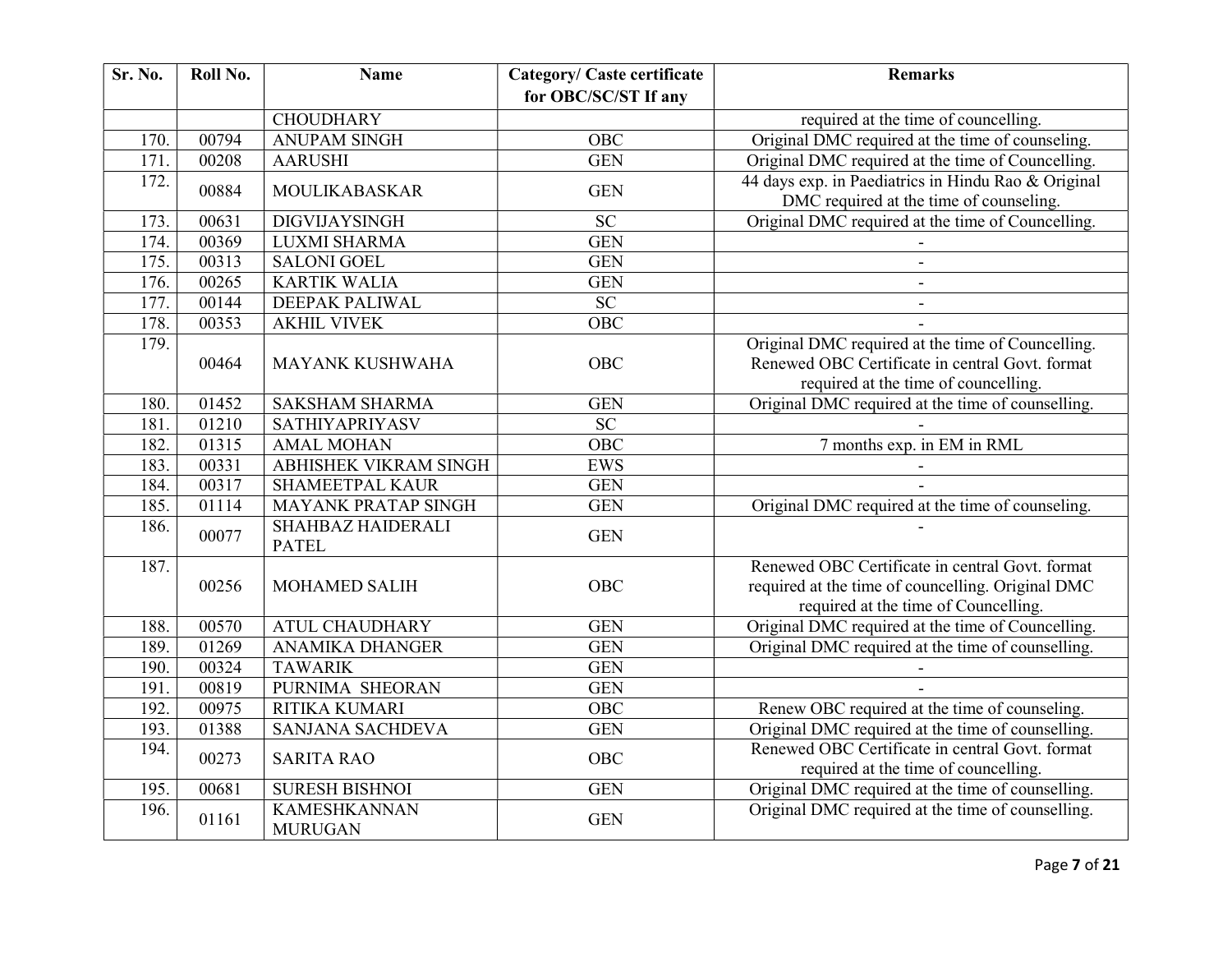| Sr. No. | Roll No. | Name | Category/ Caste certificate for OBC/SC/ST If any | Remarks |
|---|---|---|---|---|
| | | CHOUDHARY | | required at the time of councelling. |
| 170. | 00794 | ANUPAM SINGH | OBC | Original DMC required at the time of counseling. |
| 171. | 00208 | AARUSHI | GEN | Original DMC required at the time of Councelling. |
| 172. | 00884 | MOULIKABASKAR | GEN | 44 days exp. in Paediatrics in Hindu Rao & Original DMC required at the time of counseling. |
| 173. | 00631 | DIGVIJAYSINGH | SC | Original DMC required at the time of Councelling. |
| 174. | 00369 | LUXMI SHARMA | GEN | - |
| 175. | 00313 | SALONI GOEL | GEN | - |
| 176. | 00265 | KARTIK WALIA | GEN | - |
| 177. | 00144 | DEEPAK PALIWAL | SC | - |
| 178. | 00353 | AKHIL VIVEK | OBC | - |
| 179. | 00464 | MAYANK KUSHWAHA | OBC | Original DMC required at the time of Councelling. Renewed OBC Certificate in central Govt. format required at the time of councelling. |
| 180. | 01452 | SAKSHAM SHARMA | GEN | Original DMC required at the time of counselling. |
| 181. | 01210 | SATHIYAPRIYASV | SC | - |
| 182. | 01315 | AMAL MOHAN | OBC | 7 months exp. in EM in RML |
| 183. | 00331 | ABHISHEK VIKRAM SINGH | EWS | - |
| 184. | 00317 | SHAMEETPAL KAUR | GEN | - |
| 185. | 01114 | MAYANK PRATAP SINGH | GEN | Original DMC required at the time of counseling. |
| 186. | 00077 | SHAHBAZ HAIDERALI PATEL | GEN | - |
| 187. | 00256 | MOHAMED SALIH | OBC | Renewed OBC Certificate in central Govt. format required at the time of councelling. Original DMC required at the time of Councelling. |
| 188. | 00570 | ATUL CHAUDHARY | GEN | Original DMC required at the time of Councelling. |
| 189. | 01269 | ANAMIKA DHANGER | GEN | Original DMC required at the time of counselling. |
| 190. | 00324 | TAWARIK | GEN | - |
| 191. | 00819 | PURNIMA SHEORAN | GEN | - |
| 192. | 00975 | RITIKA KUMARI | OBC | Renew OBC required at the time of counseling. |
| 193. | 01388 | SANJANA SACHDEVA | GEN | Original DMC required at the time of counselling. |
| 194. | 00273 | SARITA RAO | OBC | Renewed OBC Certificate in central Govt. format required at the time of councelling. |
| 195. | 00681 | SURESH BISHNOI | GEN | Original DMC required at the time of counselling. |
| 196. | 01161 | KAMESHKANNAN MURUGAN | GEN | Original DMC required at the time of counselling. |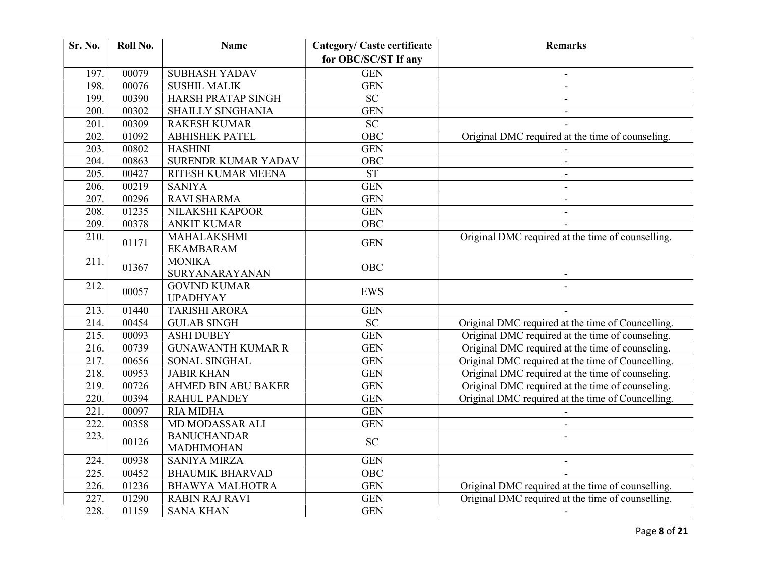| Sr. No. | Roll No. | Name | Category/ Caste certificate for OBC/SC/ST If any | Remarks |
|---|---|---|---|---|
| 197. | 00079 | SUBHASH YADAV | GEN | - |
| 198. | 00076 | SUSHIL MALIK | GEN | - |
| 199. | 00390 | HARSH PRATAP SINGH | SC | - |
| 200. | 00302 | SHAILLY SINGHANIA | GEN | - |
| 201. | 00309 | RAKESH KUMAR | SC | - |
| 202. | 01092 | ABHISHEK PATEL | OBC | Original DMC required at the time of counseling. |
| 203. | 00802 | HASHINI | GEN | - |
| 204. | 00863 | SURENDR KUMAR YADAV | OBC | - |
| 205. | 00427 | RITESH KUMAR MEENA | ST | - |
| 206. | 00219 | SANIYA | GEN | - |
| 207. | 00296 | RAVI SHARMA | GEN | - |
| 208. | 01235 | NILAKSHI KAPOOR | GEN | - |
| 209. | 00378 | ANKIT KUMAR | OBC | - |
| 210. | 01171 | MAHALAKSHMI EKAMBARAM | GEN | Original DMC required at the time of counselling. |
| 211. | 01367 | MONIKA SURYANARAYANAN | OBC | - |
| 212. | 00057 | GOVIND KUMAR UPADHYAY | EWS | - |
| 213. | 01440 | TARISHI ARORA | GEN | - |
| 214. | 00454 | GULAB SINGH | SC | Original DMC required at the time of Councelling. |
| 215. | 00093 | ASHI DUBEY | GEN | Original DMC required at the time of counseling. |
| 216. | 00739 | GUNAWANTH KUMAR R | GEN | Original DMC required at the time of counseling. |
| 217. | 00656 | SONAL SINGHAL | GEN | Original DMC required at the time of Councelling. |
| 218. | 00953 | JABIR KHAN | GEN | Original DMC required at the time of counseling. |
| 219. | 00726 | AHMED BIN ABU BAKER | GEN | Original DMC required at the time of counseling. |
| 220. | 00394 | RAHUL PANDEY | GEN | Original DMC required at the time of Councelling. |
| 221. | 00097 | RIA MIDHA | GEN | - |
| 222. | 00358 | MD MODASSAR ALI | GEN | - |
| 223. | 00126 | BANUCHANDAR MADHIMOHAN | SC | - |
| 224. | 00938 | SANIYA MIRZA | GEN | - |
| 225. | 00452 | BHAUMIK BHARVAD | OBC | - |
| 226. | 01236 | BHAWYA MALHOTRA | GEN | Original DMC required at the time of counselling. |
| 227. | 01290 | RABIN RAJ RAVI | GEN | Original DMC required at the time of counselling. |
| 228. | 01159 | SANA KHAN | GEN | - |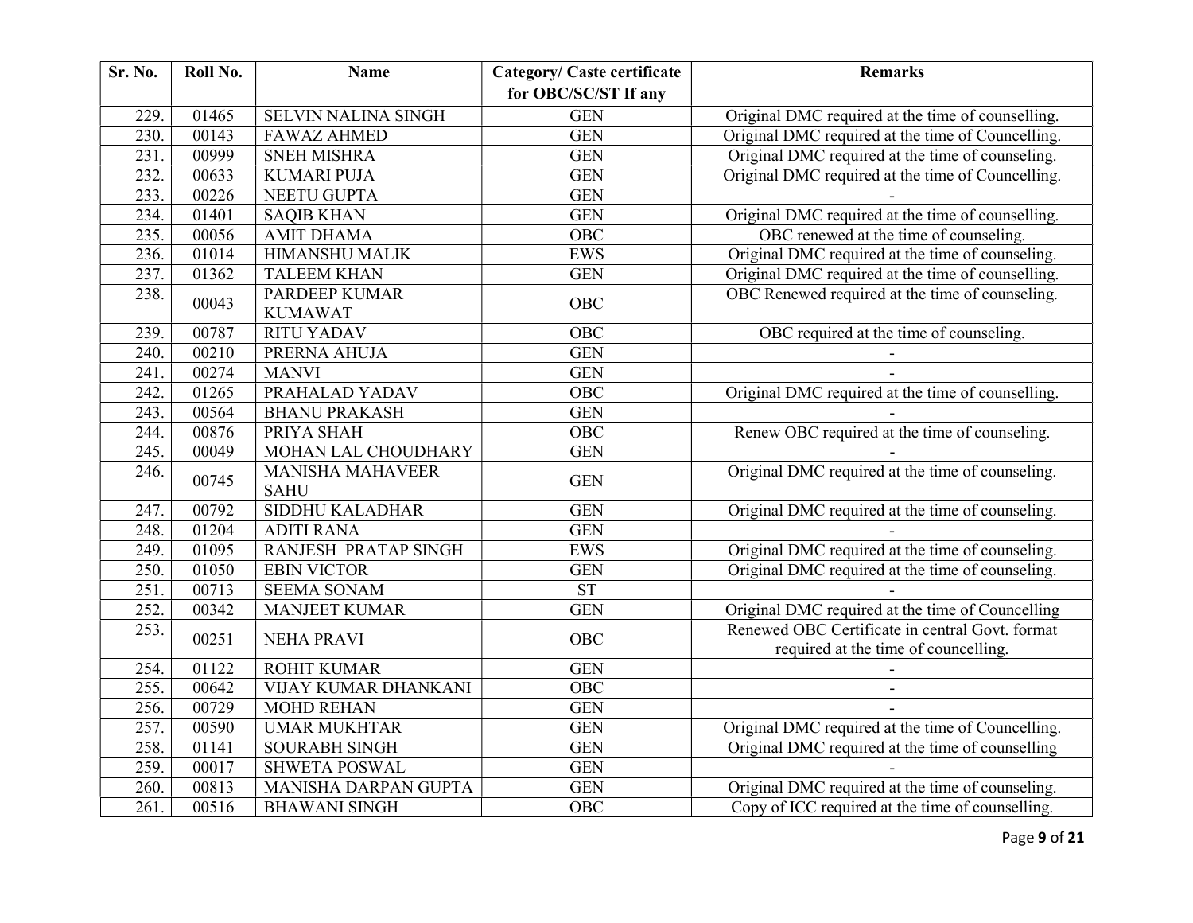| Sr. No. | Roll No. | Name | Category/ Caste certificate for OBC/SC/ST If any | Remarks |
|---|---|---|---|---|
| 229. | 01465 | SELVIN NALINA SINGH | GEN | Original DMC required at the time of counselling. |
| 230. | 00143 | FAWAZ AHMED | GEN | Original DMC required at the time of Councelling. |
| 231. | 00999 | SNEH MISHRA | GEN | Original DMC required at the time of counseling. |
| 232. | 00633 | KUMARI PUJA | GEN | Original DMC required at the time of Councelling. |
| 233. | 00226 | NEETU GUPTA | GEN | - |
| 234. | 01401 | SAQIB KHAN | GEN | Original DMC required at the time of counselling. |
| 235. | 00056 | AMIT DHAMA | OBC | OBC renewed at the time of counseling. |
| 236. | 01014 | HIMANSHU MALIK | EWS | Original DMC required at the time of counseling. |
| 237. | 01362 | TALEEM KHAN | GEN | Original DMC required at the time of counselling. |
| 238. | 00043 | PARDEEP KUMAR KUMAWAT | OBC | OBC Renewed required at the time of counseling. |
| 239. | 00787 | RITU YADAV | OBC | OBC required at the time of counseling. |
| 240. | 00210 | PRERNA AHUJA | GEN | - |
| 241. | 00274 | MANVI | GEN | - |
| 242. | 01265 | PRAHALAD YADAV | OBC | Original DMC required at the time of counselling. |
| 243. | 00564 | BHANU PRAKASH | GEN | - |
| 244. | 00876 | PRIYA SHAH | OBC | Renew OBC required at the time of counseling. |
| 245. | 00049 | MOHAN LAL CHOUDHARY | GEN | - |
| 246. | 00745 | MANISHA MAHAVEER SAHU | GEN | Original DMC required at the time of counseling. |
| 247. | 00792 | SIDDHU KALADHAR | GEN | Original DMC required at the time of counseling. |
| 248. | 01204 | ADITI RANA | GEN | - |
| 249. | 01095 | RANJESH PRATAP SINGH | EWS | Original DMC required at the time of counseling. |
| 250. | 01050 | EBIN VICTOR | GEN | Original DMC required at the time of counseling. |
| 251. | 00713 | SEEMA SONAM | ST | - |
| 252. | 00342 | MANJEET KUMAR | GEN | Original DMC required at the time of Councelling |
| 253. | 00251 | NEHA PRAVI | OBC | Renewed OBC Certificate in central Govt. format required at the time of councelling. |
| 254. | 01122 | ROHIT KUMAR | GEN | - |
| 255. | 00642 | VIJAY KUMAR DHANKANI | OBC | - |
| 256. | 00729 | MOHD REHAN | GEN | - |
| 257. | 00590 | UMAR MUKHTAR | GEN | Original DMC required at the time of Councelling. |
| 258. | 01141 | SOURABH SINGH | GEN | Original DMC required at the time of counselling |
| 259. | 00017 | SHWETA POSWAL | GEN | - |
| 260. | 00813 | MANISHA DARPAN GUPTA | GEN | Original DMC required at the time of counseling. |
| 261. | 00516 | BHAWANI SINGH | OBC | Copy of ICC required at the time of counselling. |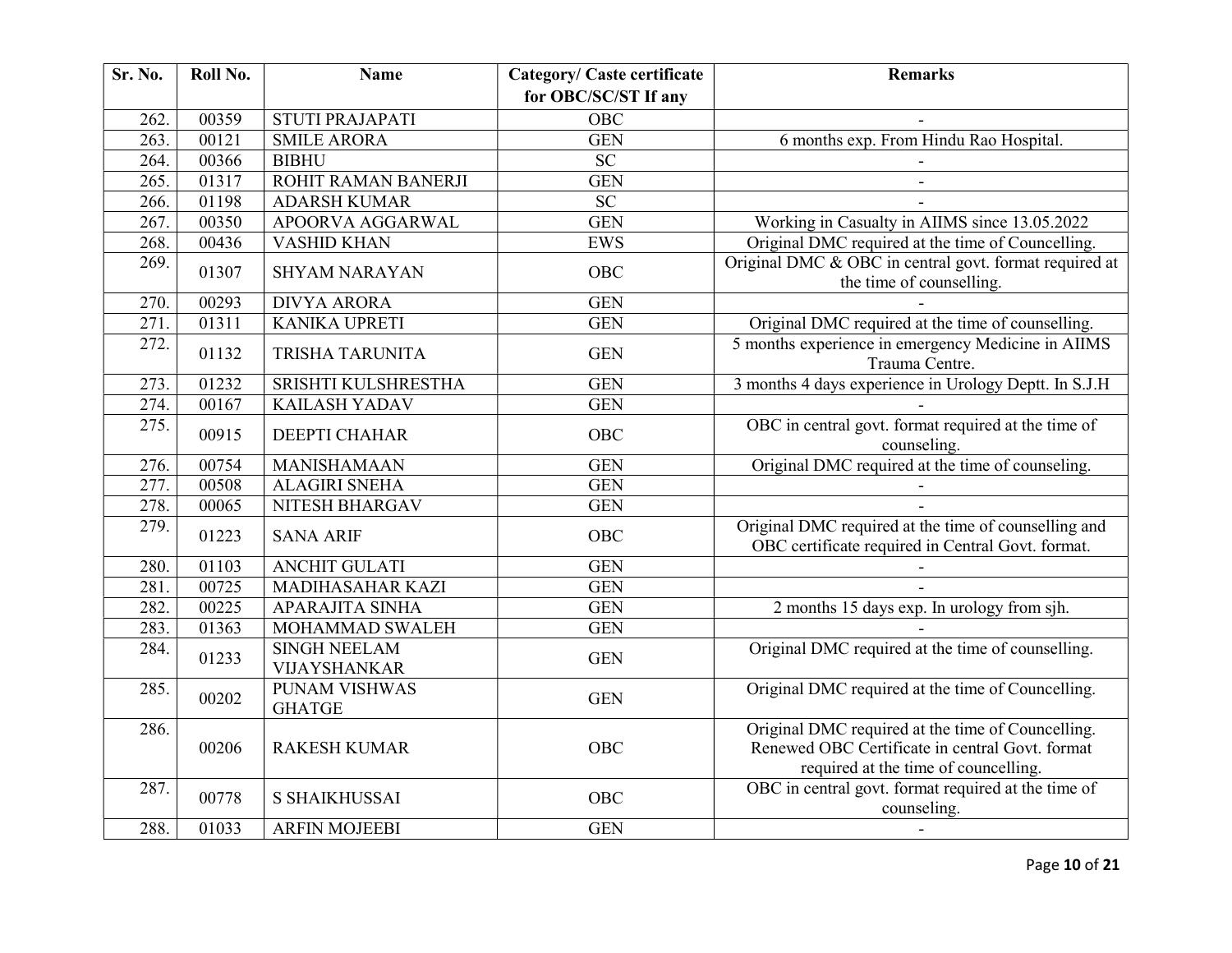| Sr. No. | Roll No. | Name | Category/ Caste certificate for OBC/SC/ST If any | Remarks |
|---|---|---|---|---|
| 262. | 00359 | STUTI PRAJAPATI | OBC | - |
| 263. | 00121 | SMILE ARORA | GEN | 6 months exp. From Hindu Rao Hospital. |
| 264. | 00366 | BIBHU | SC | - |
| 265. | 01317 | ROHIT RAMAN BANERJI | GEN | - |
| 266. | 01198 | ADARSH KUMAR | SC | - |
| 267. | 00350 | APOORVA AGGARWAL | GEN | Working in Casualty in AIIMS since 13.05.2022 |
| 268. | 00436 | VASHID KHAN | EWS | Original DMC required at the time of Councelling. |
| 269. | 01307 | SHYAM NARAYAN | OBC | Original DMC & OBC in central govt. format required at the time of counselling. |
| 270. | 00293 | DIVYA ARORA | GEN | - |
| 271. | 01311 | KANIKA UPRETI | GEN | Original DMC required at the time of counselling. |
| 272. | 01132 | TRISHA TARUNITA | GEN | 5 months experience in emergency Medicine in AIIMS Trauma Centre. |
| 273. | 01232 | SRISHTI KULSHRESTHA | GEN | 3 months 4 days experience in Urology Deptt. In S.J.H |
| 274. | 00167 | KAILASH YADAV | GEN | - |
| 275. | 00915 | DEEPTI CHAHAR | OBC | OBC in central govt. format required at the time of counseling. |
| 276. | 00754 | MANISHAMAAN | GEN | Original DMC required at the time of counseling. |
| 277. | 00508 | ALAGIRI SNEHA | GEN | - |
| 278. | 00065 | NITESH BHARGAV | GEN | - |
| 279. | 01223 | SANA ARIF | OBC | Original DMC required at the time of counselling and OBC certificate required in Central Govt. format. |
| 280. | 01103 | ANCHIT GULATI | GEN | - |
| 281. | 00725 | MADIHASAHAR KAZI | GEN | - |
| 282. | 00225 | APARAJITA SINHA | GEN | 2 months 15 days exp. In urology from sjh. |
| 283. | 01363 | MOHAMMAD SWALEH | GEN | - |
| 284. | 01233 | SINGH NEELAM VIJAYSHANKAR | GEN | Original DMC required at the time of counselling. |
| 285. | 00202 | PUNAM VISHWAS GHATGE | GEN | Original DMC required at the time of Councelling. |
| 286. | 00206 | RAKESH KUMAR | OBC | Original DMC required at the time of Councelling. Renewed OBC Certificate in central Govt. format required at the time of councelling. |
| 287. | 00778 | S SHAIKHUSSAI | OBC | OBC in central govt. format required at the time of counseling. |
| 288. | 01033 | ARFIN MOJEEBI | GEN | - |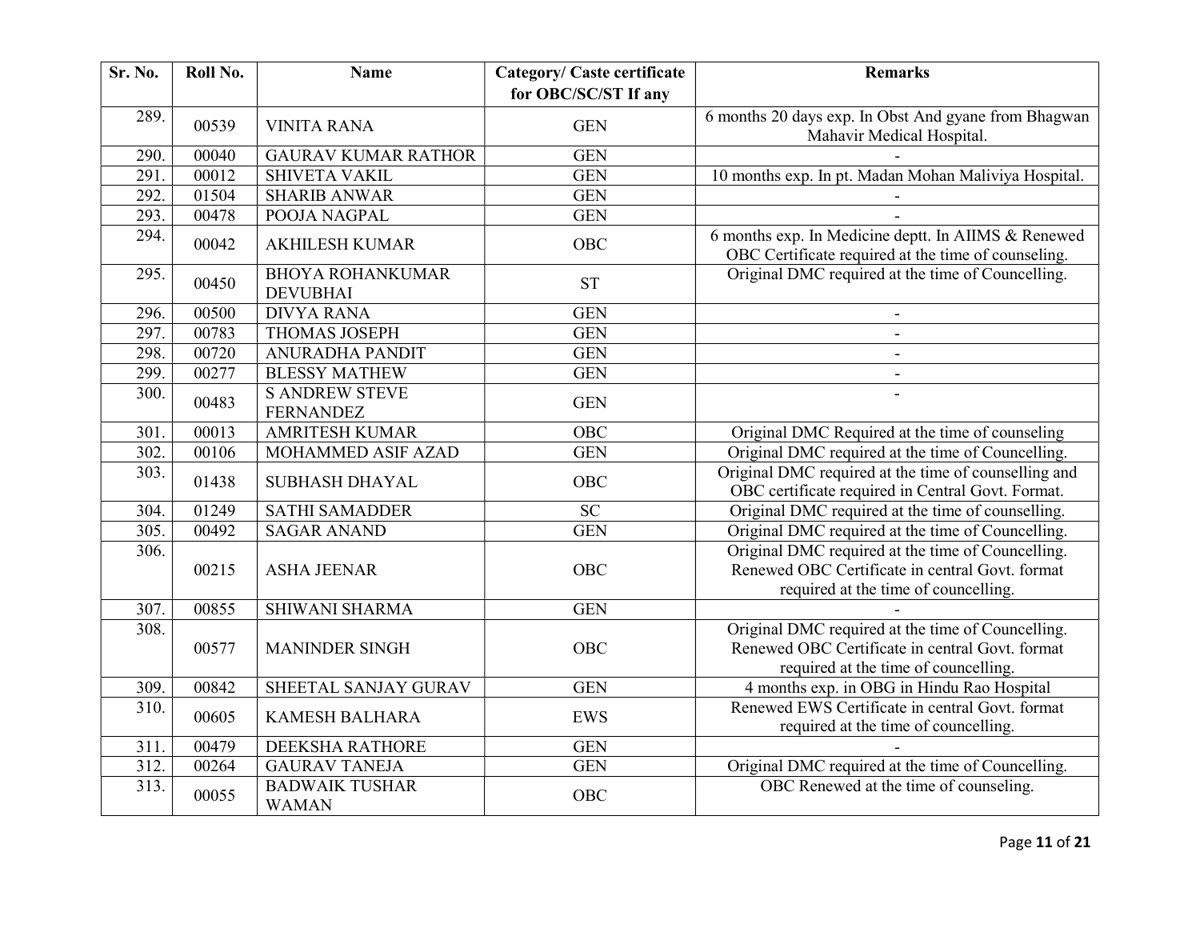| Sr. No. | Roll No. | Name | Category/ Caste certificate for OBC/SC/ST If any | Remarks |
|---|---|---|---|---|
| 289. | 00539 | VINITA RANA | GEN | 6 months 20 days exp. In Obst And gyane from Bhagwan Mahavir Medical Hospital. |
| 290. | 00040 | GAURAV KUMAR RATHOR | GEN | - |
| 291. | 00012 | SHIVETA VAKIL | GEN | 10 months exp. In pt. Madan Mohan Maliviya Hospital. |
| 292. | 01504 | SHARIB ANWAR | GEN | - |
| 293. | 00478 | POOJA NAGPAL | GEN | - |
| 294. | 00042 | AKHILESH KUMAR | OBC | 6 months exp. In Medicine deptt. In AIIMS & Renewed OBC Certificate required at the time of counseling. |
| 295. | 00450 | BHOYA ROHANKUMAR DEVUBHAI | ST | Original DMC required at the time of Councelling. |
| 296. | 00500 | DIVYA RANA | GEN | - |
| 297. | 00783 | THOMAS JOSEPH | GEN | - |
| 298. | 00720 | ANURADHA PANDIT | GEN | - |
| 299. | 00277 | BLESSY MATHEW | GEN | - |
| 300. | 00483 | S ANDREW STEVE FERNANDEZ | GEN | - |
| 301. | 00013 | AMRITESH KUMAR | OBC | Original DMC Required at the time of counseling |
| 302. | 00106 | MOHAMMED ASIF AZAD | GEN | Original DMC required at the time of Councelling. |
| 303. | 01438 | SUBHASH DHAYAL | OBC | Original DMC required at the time of counselling and OBC certificate required in Central Govt. Format. |
| 304. | 01249 | SATHI SAMADDER | SC | Original DMC required at the time of counselling. |
| 305. | 00492 | SAGAR ANAND | GEN | Original DMC required at the time of Councelling. |
| 306. | 00215 | ASHA JEENAR | OBC | Original DMC required at the time of Councelling. Renewed OBC Certificate in central Govt. format required at the time of councelling. |
| 307. | 00855 | SHIWANI SHARMA | GEN | - |
| 308. | 00577 | MANINDER SINGH | OBC | Original DMC required at the time of Councelling. Renewed OBC Certificate in central Govt. format required at the time of councelling. |
| 309. | 00842 | SHEETAL SANJAY GURAV | GEN | 4 months exp. in OBG in Hindu Rao Hospital |
| 310. | 00605 | KAMESH BALHARA | EWS | Renewed EWS Certificate in central Govt. format required at the time of councelling. |
| 311. | 00479 | DEEKSHA RATHORE | GEN | - |
| 312. | 00264 | GAURAV TANEJA | GEN | Original DMC required at the time of Councelling. |
| 313. | 00055 | BADWAIK TUSHAR WAMAN | OBC | OBC Renewed at the time of counseling. |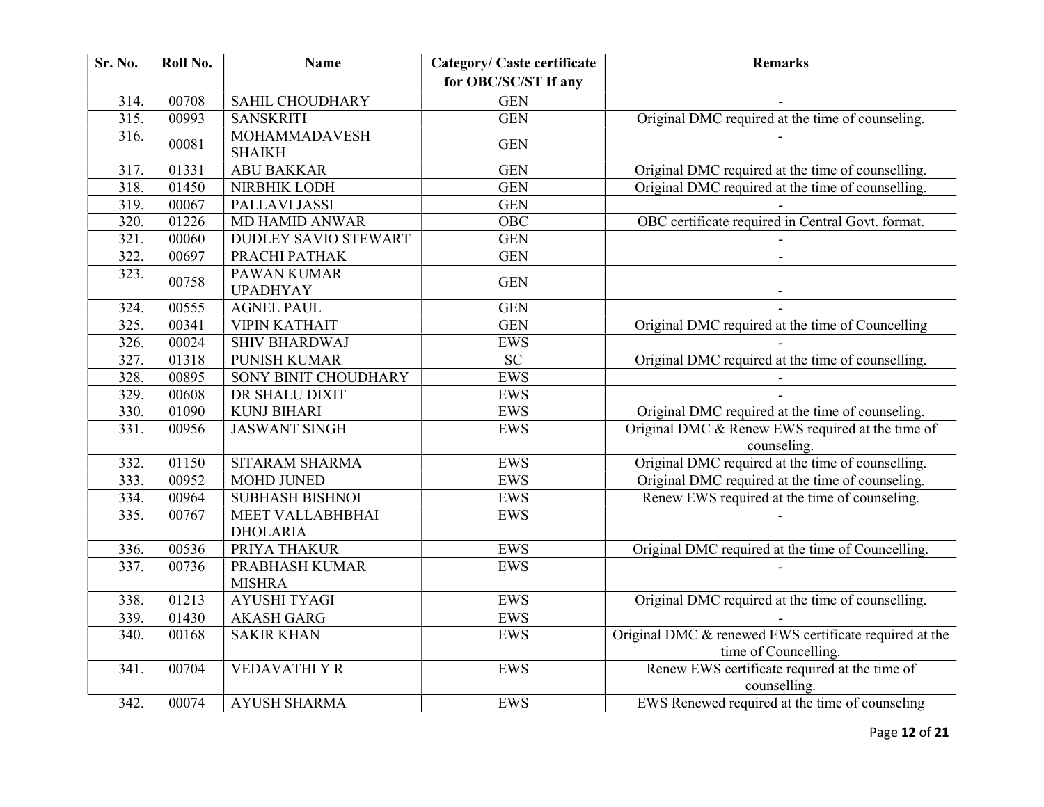| Sr. No. | Roll No. | Name | Category/ Caste certificate for OBC/SC/ST If any | Remarks |
|---|---|---|---|---|
| 314. | 00708 | SAHIL CHOUDHARY | GEN | - |
| 315. | 00993 | SANSKRITI | GEN | Original DMC required at the time of counseling. |
| 316. | 00081 | MOHAMMADAVESH SHAIKH | GEN | - |
| 317. | 01331 | ABU BAKKAR | GEN | Original DMC required at the time of counselling. |
| 318. | 01450 | NIRBHIK LODH | GEN | Original DMC required at the time of counselling. |
| 319. | 00067 | PALLAVI JASSI | GEN | - |
| 320. | 01226 | MD HAMID ANWAR | OBC | OBC certificate required in Central Govt. format. |
| 321. | 00060 | DUDLEY SAVIO STEWART | GEN | - |
| 322. | 00697 | PRACHI PATHAK | GEN | - |
| 323. | 00758 | PAWAN KUMAR UPADHYAY | GEN | - |
| 324. | 00555 | AGNEL PAUL | GEN | - |
| 325. | 00341 | VIPIN KATHAIT | GEN | Original DMC required at the time of Councelling |
| 326. | 00024 | SHIV BHARDWAJ | EWS | - |
| 327. | 01318 | PUNISH KUMAR | SC | Original DMC required at the time of counselling. |
| 328. | 00895 | SONY BINIT CHOUDHARY | EWS | - |
| 329. | 00608 | DR SHALU DIXIT | EWS | - |
| 330. | 01090 | KUNJ BIHARI | EWS | Original DMC required at the time of counseling. |
| 331. | 00956 | JASWANT SINGH | EWS | Original DMC & Renew EWS required at the time of counseling. |
| 332. | 01150 | SITARAM SHARMA | EWS | Original DMC required at the time of counselling. |
| 333. | 00952 | MOHD JUNED | EWS | Original DMC required at the time of counseling. |
| 334. | 00964 | SUBHASH BISHNOI | EWS | Renew EWS required at the time of counseling. |
| 335. | 00767 | MEET VALLABHBHAI DHOLARIA | EWS | - |
| 336. | 00536 | PRIYA THAKUR | EWS | Original DMC required at the time of Councelling. |
| 337. | 00736 | PRABHASH KUMAR MISHRA | EWS | - |
| 338. | 01213 | AYUSHI TYAGI | EWS | Original DMC required at the time of counselling. |
| 339. | 01430 | AKASH GARG | EWS | - |
| 340. | 00168 | SAKIR KHAN | EWS | Original DMC & renewed EWS certificate required at the time of Councelling. |
| 341. | 00704 | VEDAVATHI Y R | EWS | Renew EWS certificate required at the time of counselling. |
| 342. | 00074 | AYUSH SHARMA | EWS | EWS Renewed required at the time of counseling |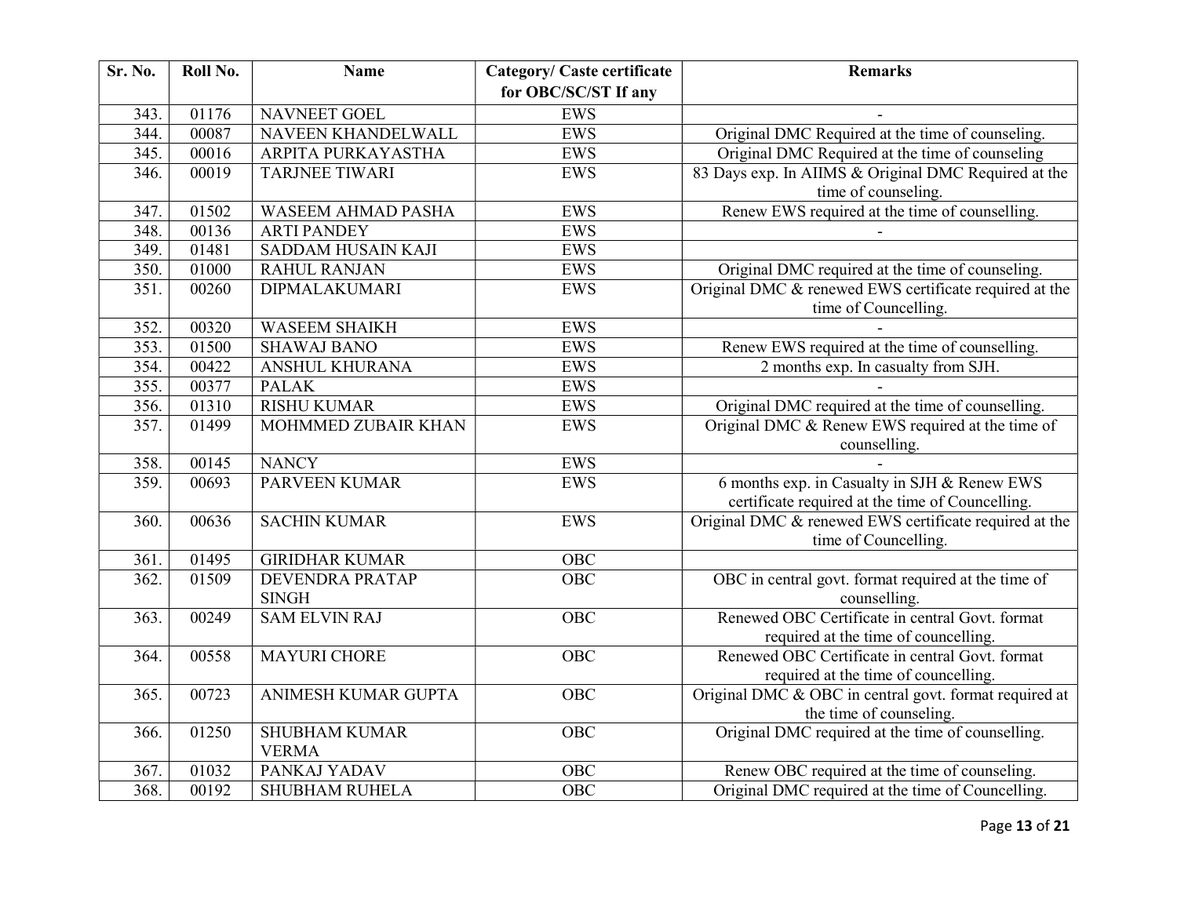| Sr. No. | Roll No. | Name | Category/ Caste certificate for OBC/SC/ST If any | Remarks |
|---|---|---|---|---|
| 343. | 01176 | NAVNEET GOEL | EWS | - |
| 344. | 00087 | NAVEEN KHANDELWALL | EWS | Original DMC Required at the time of counseling. |
| 345. | 00016 | ARPITA PURKAYASTHA | EWS | Original DMC Required at the time of counseling |
| 346. | 00019 | TARJNEE TIWARI | EWS | 83 Days exp. In AIIMS & Original DMC Required at the time of counseling. |
| 347. | 01502 | WASEEM AHMAD PASHA | EWS | Renew EWS required at the time of counselling. |
| 348. | 00136 | ARTI PANDEY | EWS | - |
| 349. | 01481 | SADDAM HUSAIN KAJI | EWS | |
| 350. | 01000 | RAHUL RANJAN | EWS | Original DMC required at the time of counseling. |
| 351. | 00260 | DIPMALAKUMARI | EWS | Original DMC & renewed EWS certificate required at the time of Councelling. |
| 352. | 00320 | WASEEM SHAIKH | EWS | - |
| 353. | 01500 | SHAWAJ BANO | EWS | Renew EWS required at the time of counselling. |
| 354. | 00422 | ANSHUL KHURANA | EWS | 2 months exp. In casualty from SJH. |
| 355. | 00377 | PALAK | EWS | - |
| 356. | 01310 | RISHU KUMAR | EWS | Original DMC required at the time of counselling. |
| 357. | 01499 | MOHMMED ZUBAIR KHAN | EWS | Original DMC & Renew EWS required at the time of counselling. |
| 358. | 00145 | NANCY | EWS | - |
| 359. | 00693 | PARVEEN KUMAR | EWS | 6 months exp. in Casualty in SJH & Renew EWS certificate required at the time of Councelling. |
| 360. | 00636 | SACHIN KUMAR | EWS | Original DMC & renewed EWS certificate required at the time of Councelling. |
| 361. | 01495 | GIRIDHAR KUMAR | OBC | |
| 362. | 01509 | DEVENDRA PRATAP SINGH | OBC | OBC in central govt. format required at the time of counselling. |
| 363. | 00249 | SAM ELVIN RAJ | OBC | Renewed OBC Certificate in central Govt. format required at the time of councelling. |
| 364. | 00558 | MAYURI CHORE | OBC | Renewed OBC Certificate in central Govt. format required at the time of councelling. |
| 365. | 00723 | ANIMESH KUMAR GUPTA | OBC | Original DMC & OBC in central govt. format required at the time of counseling. |
| 366. | 01250 | SHUBHAM KUMAR VERMA | OBC | Original DMC required at the time of counselling. |
| 367. | 01032 | PANKAJ YADAV | OBC | Renew OBC required at the time of counseling. |
| 368. | 00192 | SHUBHAM RUHELA | OBC | Original DMC required at the time of Councelling. |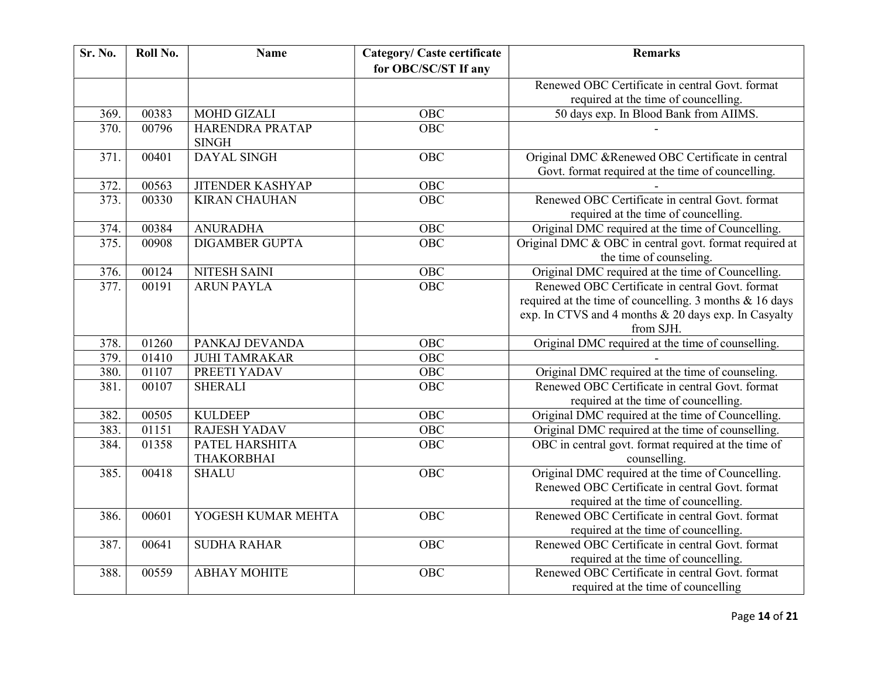| Sr. No. | Roll No. | Name | Category/ Caste certificate for OBC/SC/ST If any | Remarks |
|---|---|---|---|---|
| | | | | Renewed OBC Certificate in central Govt. format required at the time of councelling. |
| 369. | 00383 | MOHD GIZALI | OBC | 50 days exp. In Blood Bank from AIIMS. |
| 370. | 00796 | HARENDRA PRATAP SINGH | OBC | - |
| 371. | 00401 | DAYAL SINGH | OBC | Original DMC &Renewed OBC Certificate in central Govt. format required at the time of councelling. |
| 372. | 00563 | JITENDER KASHYAP | OBC | - |
| 373. | 00330 | KIRAN CHAUHAN | OBC | Renewed OBC Certificate in central Govt. format required at the time of councelling. |
| 374. | 00384 | ANURADHA | OBC | Original DMC required at the time of Councelling. |
| 375. | 00908 | DIGAMBER GUPTA | OBC | Original DMC & OBC in central govt. format required at the time of counseling. |
| 376. | 00124 | NITESH SAINI | OBC | Original DMC required at the time of Councelling. |
| 377. | 00191 | ARUN PAYLA | OBC | Renewed OBC Certificate in central Govt. format required at the time of councelling. 3 months & 16 days exp. In CTVS and 4 months & 20 days exp. In Casyalty from SJH. |
| 378. | 01260 | PANKAJ DEVANDA | OBC | Original DMC required at the time of counselling. |
| 379. | 01410 | JUHI TAMRAKAR | OBC | - |
| 380. | 01107 | PREETI YADAV | OBC | Original DMC required at the time of counseling. |
| 381. | 00107 | SHERALI | OBC | Renewed OBC Certificate in central Govt. format required at the time of councelling. |
| 382. | 00505 | KULDEEP | OBC | Original DMC required at the time of Councelling. |
| 383. | 01151 | RAJESH YADAV | OBC | Original DMC required at the time of counselling. |
| 384. | 01358 | PATEL HARSHITA THAKORBHAI | OBC | OBC in central govt. format required at the time of counselling. |
| 385. | 00418 | SHALU | OBC | Original DMC required at the time of Councelling. Renewed OBC Certificate in central Govt. format required at the time of councelling. |
| 386. | 00601 | YOGESH KUMAR MEHTA | OBC | Renewed OBC Certificate in central Govt. format required at the time of councelling. |
| 387. | 00641 | SUDHA RAHAR | OBC | Renewed OBC Certificate in central Govt. format required at the time of councelling. |
| 388. | 00559 | ABHAY MOHITE | OBC | Renewed OBC Certificate in central Govt. format required at the time of councelling |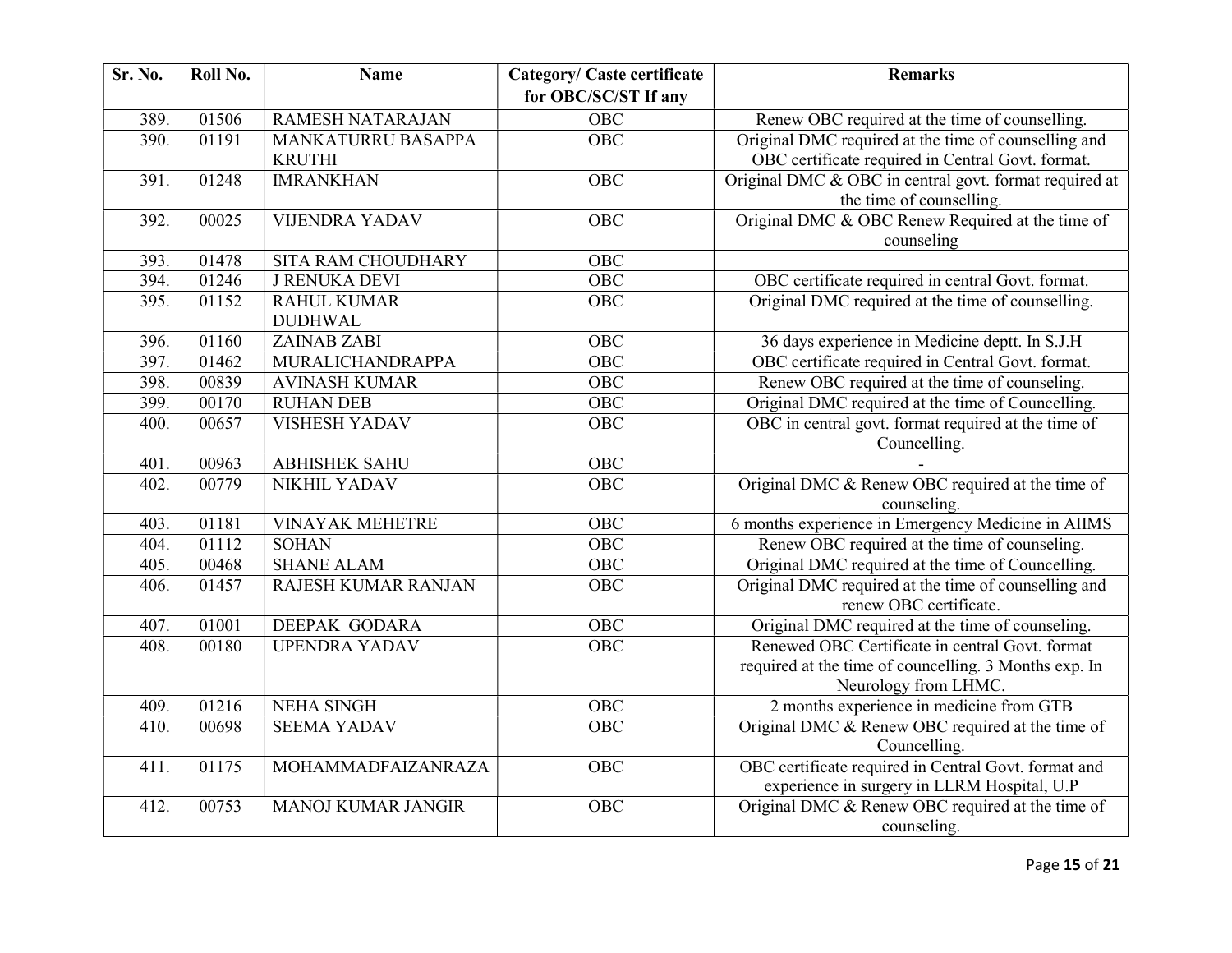| Sr. No. | Roll No. | Name | Category/ Caste certificate for OBC/SC/ST If any | Remarks |
|---|---|---|---|---|
| 389. | 01506 | RAMESH NATARAJAN | OBC | Renew OBC required at the time of counselling. |
| 390. | 01191 | MANKATURRU BASAPPA KRUTHI | OBC | Original DMC required at the time of counselling and OBC certificate required in Central Govt. format. |
| 391. | 01248 | IMRANKHAN | OBC | Original DMC & OBC in central govt. format required at the time of counselling. |
| 392. | 00025 | VIJENDRA YADAV | OBC | Original DMC & OBC Renew Required at the time of counseling |
| 393. | 01478 | SITA RAM CHOUDHARY | OBC | |
| 394. | 01246 | J RENUKA DEVI | OBC | OBC certificate required in central Govt. format. |
| 395. | 01152 | RAHUL KUMAR DUDHWAL | OBC | Original DMC required at the time of counselling. |
| 396. | 01160 | ZAINAB ZABI | OBC | 36 days experience in Medicine deptt. In S.J.H |
| 397. | 01462 | MURALICHANDRAPPA | OBC | OBC certificate required in Central Govt. format. |
| 398. | 00839 | AVINASH KUMAR | OBC | Renew OBC required at the time of counseling. |
| 399. | 00170 | RUHAN DEB | OBC | Original DMC required at the time of Councelling. |
| 400. | 00657 | VISHESH YADAV | OBC | OBC in central govt. format required at the time of Councelling. |
| 401. | 00963 | ABHISHEK SAHU | OBC | - |
| 402. | 00779 | NIKHIL YADAV | OBC | Original DMC & Renew OBC required at the time of counseling. |
| 403. | 01181 | VINAYAK MEHETRE | OBC | 6 months experience in Emergency Medicine in AIIMS |
| 404. | 01112 | SOHAN | OBC | Renew OBC required at the time of counseling. |
| 405. | 00468 | SHANE ALAM | OBC | Original DMC required at the time of Councelling. |
| 406. | 01457 | RAJESH KUMAR RANJAN | OBC | Original DMC required at the time of counselling and renew OBC certificate. |
| 407. | 01001 | DEEPAK GODARA | OBC | Original DMC required at the time of counseling. |
| 408. | 00180 | UPENDRA YADAV | OBC | Renewed OBC Certificate in central Govt. format required at the time of councelling. 3 Months exp. In Neurology from LHMC. |
| 409. | 01216 | NEHA SINGH | OBC | 2 months experience in medicine from GTB |
| 410. | 00698 | SEEMA YADAV | OBC | Original DMC & Renew OBC required at the time of Councelling. |
| 411. | 01175 | MOHAMMADFAIZANRAZA | OBC | OBC certificate required in Central Govt. format and experience in surgery in LLRM Hospital, U.P |
| 412. | 00753 | MANOJ KUMAR JANGIR | OBC | Original DMC & Renew OBC required at the time of counseling. |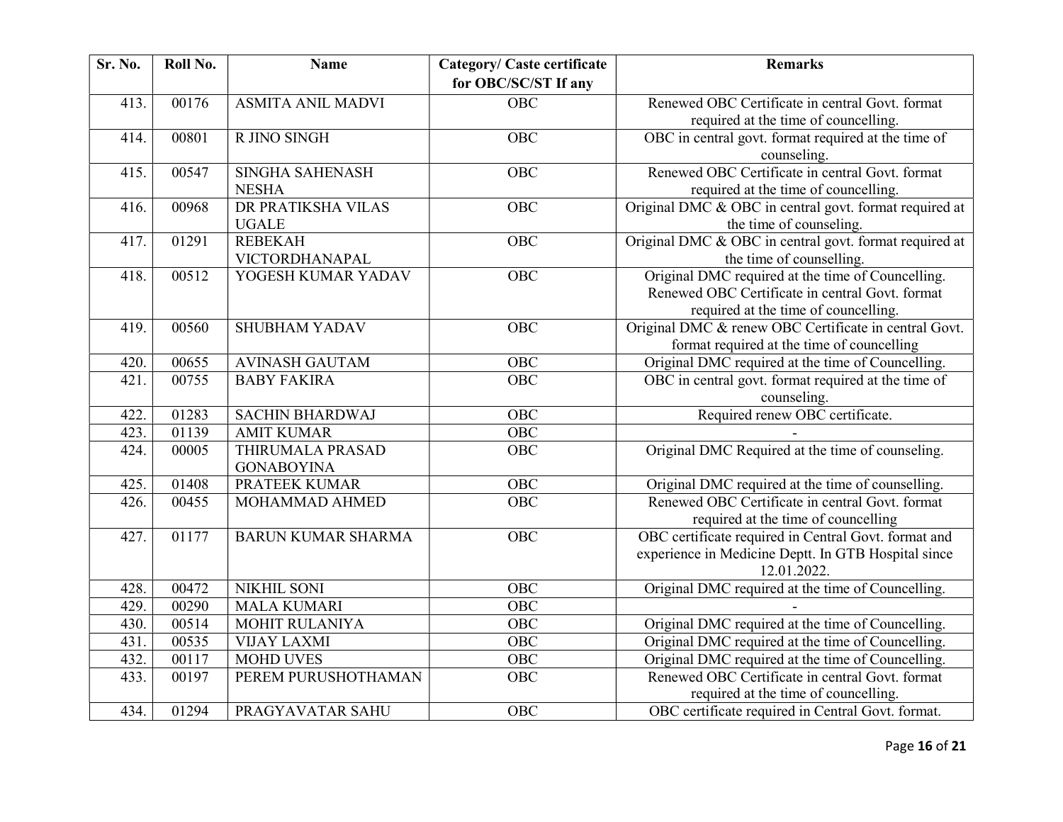| Sr. No. | Roll No. | Name | Category/ Caste certificate for OBC/SC/ST If any | Remarks |
|---|---|---|---|---|
| 413. | 00176 | ASMITA ANIL MADVI | OBC | Renewed OBC Certificate in central Govt. format required at the time of councelling. |
| 414. | 00801 | R JINO SINGH | OBC | OBC in central govt. format required at the time of counseling. |
| 415. | 00547 | SINGHA SAHENASH NESHA | OBC | Renewed OBC Certificate in central Govt. format required at the time of councelling. |
| 416. | 00968 | DR PRATIKSHA VILAS UGALE | OBC | Original DMC & OBC in central govt. format required at the time of counseling. |
| 417. | 01291 | REBEKAH VICTORDHANAPAL | OBC | Original DMC & OBC in central govt. format required at the time of counselling. |
| 418. | 00512 | YOGESH KUMAR YADAV | OBC | Original DMC required at the time of Councelling. Renewed OBC Certificate in central Govt. format required at the time of councelling. |
| 419. | 00560 | SHUBHAM YADAV | OBC | Original DMC & renew OBC Certificate in central Govt. format required at the time of councelling |
| 420. | 00655 | AVINASH GAUTAM | OBC | Original DMC required at the time of Councelling. |
| 421. | 00755 | BABY FAKIRA | OBC | OBC in central govt. format required at the time of counseling. |
| 422. | 01283 | SACHIN BHARDWAJ | OBC | Required renew OBC certificate. |
| 423. | 01139 | AMIT KUMAR | OBC | - |
| 424. | 00005 | THIRUMALA PRASAD GONABOYINA | OBC | Original DMC Required at the time of counseling. |
| 425. | 01408 | PRATEEK KUMAR | OBC | Original DMC required at the time of counselling. |
| 426. | 00455 | MOHAMMAD AHMED | OBC | Renewed OBC Certificate in central Govt. format required at the time of councelling |
| 427. | 01177 | BARUN KUMAR SHARMA | OBC | OBC certificate required in Central Govt. format and experience in Medicine Deptt. In GTB Hospital since 12.01.2022. |
| 428. | 00472 | NIKHIL SONI | OBC | Original DMC required at the time of Councelling. |
| 429. | 00290 | MALA KUMARI | OBC | - |
| 430. | 00514 | MOHIT RULANIYA | OBC | Original DMC required at the time of Councelling. |
| 431. | 00535 | VIJAY LAXMI | OBC | Original DMC required at the time of Councelling. |
| 432. | 00117 | MOHD UVES | OBC | Original DMC required at the time of Councelling. |
| 433. | 00197 | PEREM PURUSHOTHAMAN | OBC | Renewed OBC Certificate in central Govt. format required at the time of councelling. |
| 434. | 01294 | PRAGYAVATAR SAHU | OBC | OBC certificate required in Central Govt. format. |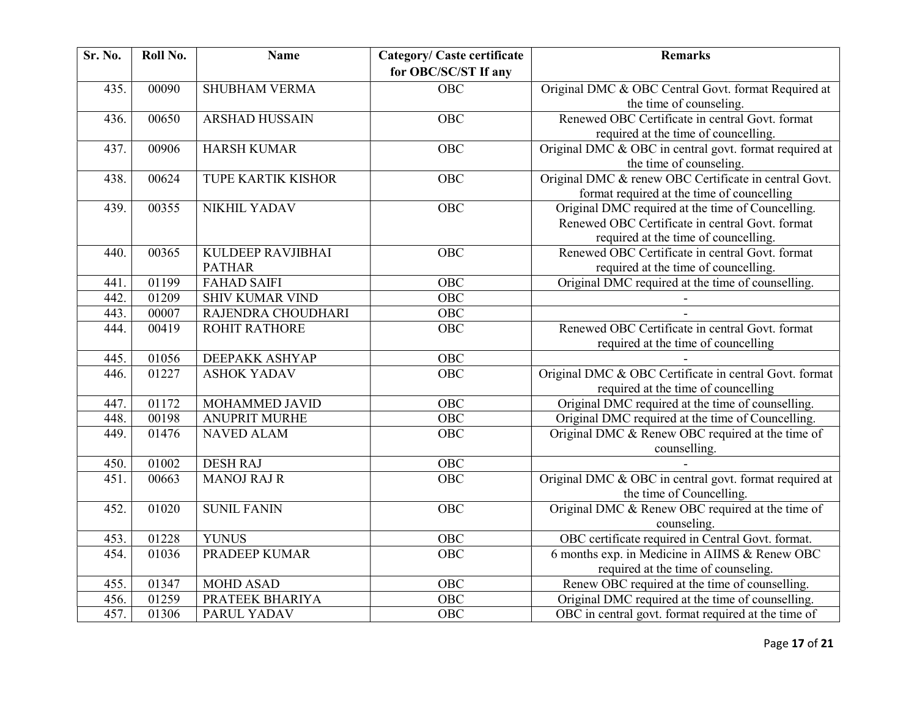| Sr. No. | Roll No. | Name | Category/ Caste certificate for OBC/SC/ST If any | Remarks |
|---|---|---|---|---|
| 435. | 00090 | SHUBHAM VERMA | OBC | Original DMC & OBC Central Govt. format Required at the time of counseling. |
| 436. | 00650 | ARSHAD HUSSAIN | OBC | Renewed OBC Certificate in central Govt. format required at the time of councelling. |
| 437. | 00906 | HARSH KUMAR | OBC | Original DMC & OBC in central govt. format required at the time of counseling. |
| 438. | 00624 | TUPE KARTIK KISHOR | OBC | Original DMC & renew OBC Certificate in central Govt. format required at the time of councelling |
| 439. | 00355 | NIKHIL YADAV | OBC | Original DMC required at the time of Councelling. Renewed OBC Certificate in central Govt. format required at the time of councelling. |
| 440. | 00365 | KULDEEP RAVJIBHAI PATHAR | OBC | Renewed OBC Certificate in central Govt. format required at the time of councelling. |
| 441. | 01199 | FAHAD SAIFI | OBC | Original DMC required at the time of counselling. |
| 442. | 01209 | SHIV KUMAR VIND | OBC | - |
| 443. | 00007 | RAJENDRA CHOUDHARI | OBC | - |
| 444. | 00419 | ROHIT RATHORE | OBC | Renewed OBC Certificate in central Govt. format required at the time of councelling |
| 445. | 01056 | DEEPAKK ASHYAP | OBC | - |
| 446. | 01227 | ASHOK YADAV | OBC | Original DMC & OBC Certificate in central Govt. format required at the time of councelling |
| 447. | 01172 | MOHAMMED JAVID | OBC | Original DMC required at the time of counselling. |
| 448. | 00198 | ANUPRIT MURHE | OBC | Original DMC required at the time of Councelling. |
| 449. | 01476 | NAVED ALAM | OBC | Original DMC & Renew OBC required at the time of counselling. |
| 450. | 01002 | DESH RAJ | OBC | - |
| 451. | 00663 | MANOJ RAJ R | OBC | Original DMC & OBC in central govt. format required at the time of Councelling. |
| 452. | 01020 | SUNIL FANIN | OBC | Original DMC & Renew OBC required at the time of counseling. |
| 453. | 01228 | YUNUS | OBC | OBC certificate required in Central Govt. format. |
| 454. | 01036 | PRADEEP KUMAR | OBC | 6 months exp. in Medicine in AIIMS & Renew OBC required at the time of counseling. |
| 455. | 01347 | MOHD ASAD | OBC | Renew OBC required at the time of counselling. |
| 456. | 01259 | PRATEEK BHARIYA | OBC | Original DMC required at the time of counselling. |
| 457. | 01306 | PARUL YADAV | OBC | OBC in central govt. format required at the time of |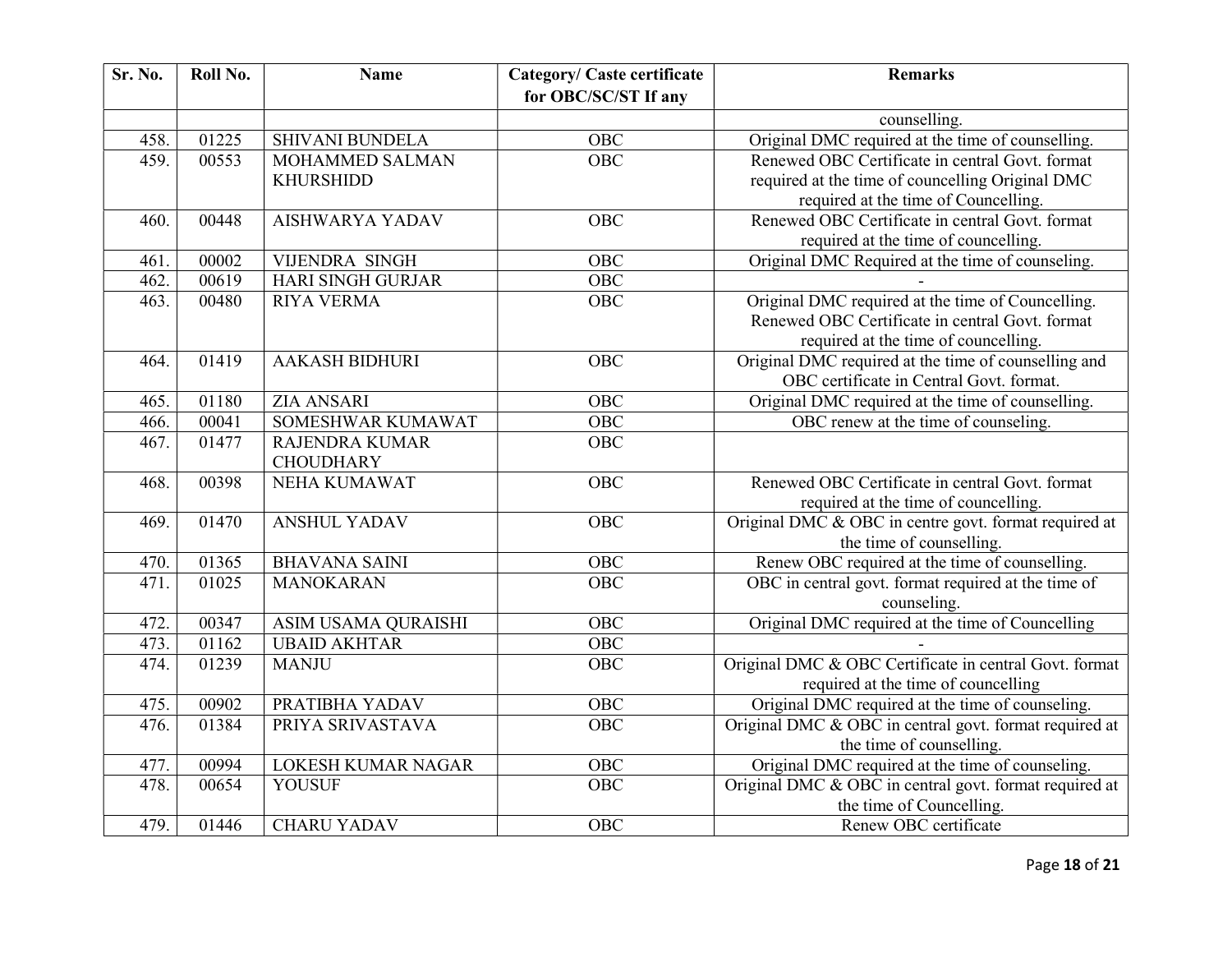| Sr. No. | Roll No. | Name | Category/ Caste certificate for OBC/SC/ST If any | Remarks |
|---|---|---|---|---|
| | | | | counselling. |
| 458. | 01225 | SHIVANI BUNDELA | OBC | Original DMC required at the time of counselling. |
| 459. | 00553 | MOHAMMED SALMAN KHURSHIDD | OBC | Renewed OBC Certificate in central Govt. format required at the time of councelling Original DMC required at the time of Councelling. |
| 460. | 00448 | AISHWARYA YADAV | OBC | Renewed OBC Certificate in central Govt. format required at the time of councelling. |
| 461. | 00002 | VIJENDRA SINGH | OBC | Original DMC Required at the time of counseling. |
| 462. | 00619 | HARI SINGH GURJAR | OBC | - |
| 463. | 00480 | RIYA VERMA | OBC | Original DMC required at the time of Councelling. Renewed OBC Certificate in central Govt. format required at the time of councelling. |
| 464. | 01419 | AAKASH BIDHURI | OBC | Original DMC required at the time of counselling and OBC certificate in Central Govt. format. |
| 465. | 01180 | ZIA ANSARI | OBC | Original DMC required at the time of counselling. |
| 466. | 00041 | SOMESHWAR KUMAWAT | OBC | OBC renew at the time of counseling. |
| 467. | 01477 | RAJENDRA KUMAR CHOUDHARY | OBC | |
| 468. | 00398 | NEHA KUMAWAT | OBC | Renewed OBC Certificate in central Govt. format required at the time of councelling. |
| 469. | 01470 | ANSHUL YADAV | OBC | Original DMC & OBC in centre govt. format required at the time of counselling. |
| 470. | 01365 | BHAVANA SAINI | OBC | Renew OBC required at the time of counselling. |
| 471. | 01025 | MANOKARAN | OBC | OBC in central govt. format required at the time of counseling. |
| 472. | 00347 | ASIM USAMA QURAISHI | OBC | Original DMC required at the time of Councelling |
| 473. | 01162 | UBAID AKHTAR | OBC | - |
| 474. | 01239 | MANJU | OBC | Original DMC & OBC Certificate in central Govt. format required at the time of councelling |
| 475. | 00902 | PRATIBHA YADAV | OBC | Original DMC required at the time of counseling. |
| 476. | 01384 | PRIYA SRIVASTAVA | OBC | Original DMC & OBC in central govt. format required at the time of counselling. |
| 477. | 00994 | LOKESH KUMAR NAGAR | OBC | Original DMC required at the time of counseling. |
| 478. | 00654 | YOUSUF | OBC | Original DMC & OBC in central govt. format required at the time of Councelling. |
| 479. | 01446 | CHARU YADAV | OBC | Renew OBC certificate |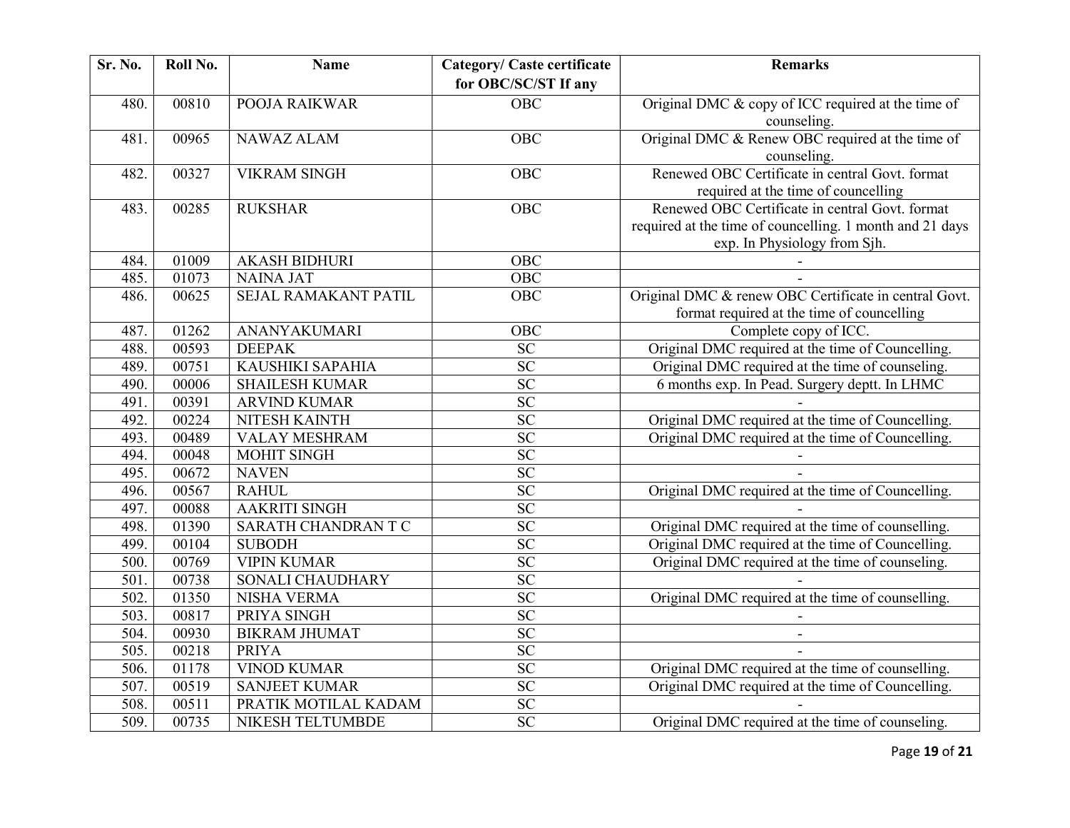| Sr. No. | Roll No. | Name | Category/ Caste certificate for OBC/SC/ST If any | Remarks |
|---|---|---|---|---|
| 480. | 00810 | POOJA RAIKWAR | OBC | Original DMC & copy of ICC required at the time of counseling. |
| 481. | 00965 | NAWAZ ALAM | OBC | Original DMC & Renew OBC required at the time of counseling. |
| 482. | 00327 | VIKRAM SINGH | OBC | Renewed OBC Certificate in central Govt. format required at the time of councelling |
| 483. | 00285 | RUKSHAR | OBC | Renewed OBC Certificate in central Govt. format required at the time of councelling. 1 month and 21 days exp. In Physiology from Sjh. |
| 484. | 01009 | AKASH BIDHURI | OBC | - |
| 485. | 01073 | NAINA JAT | OBC | - |
| 486. | 00625 | SEJAL RAMAKANT PATIL | OBC | Original DMC & renew OBC Certificate in central Govt. format required at the time of councelling |
| 487. | 01262 | ANANYAKUMARI | OBC | Complete copy of ICC. |
| 488. | 00593 | DEEPAK | SC | Original DMC required at the time of Councelling. |
| 489. | 00751 | KAUSHIKI SAPAHIA | SC | Original DMC required at the time of counseling. |
| 490. | 00006 | SHAILESH KUMAR | SC | 6 months exp. In Pead. Surgery deptt. In LHMC |
| 491. | 00391 | ARVIND KUMAR | SC | - |
| 492. | 00224 | NITESH KAINTH | SC | Original DMC required at the time of Councelling. |
| 493. | 00489 | VALAY MESHRAM | SC | Original DMC required at the time of Councelling. |
| 494. | 00048 | MOHIT SINGH | SC | - |
| 495. | 00672 | NAVEN | SC | - |
| 496. | 00567 | RAHUL | SC | Original DMC required at the time of Councelling. |
| 497. | 00088 | AAKRITI SINGH | SC | - |
| 498. | 01390 | SARATH CHANDRAN T C | SC | Original DMC required at the time of counselling. |
| 499. | 00104 | SUBODH | SC | Original DMC required at the time of Councelling. |
| 500. | 00769 | VIPIN KUMAR | SC | Original DMC required at the time of counseling. |
| 501. | 00738 | SONALI CHAUDHARY | SC | - |
| 502. | 01350 | NISHA VERMA | SC | Original DMC required at the time of counselling. |
| 503. | 00817 | PRIYA SINGH | SC | - |
| 504. | 00930 | BIKRAM JHUMAT | SC | - |
| 505. | 00218 | PRIYA | SC | - |
| 506. | 01178 | VINOD KUMAR | SC | Original DMC required at the time of counselling. |
| 507. | 00519 | SANJEET KUMAR | SC | Original DMC required at the time of Councelling. |
| 508. | 00511 | PRATIK MOTILAL KADAM | SC | - |
| 509. | 00735 | NIKESH TELTUMBDE | SC | Original DMC required at the time of counseling. |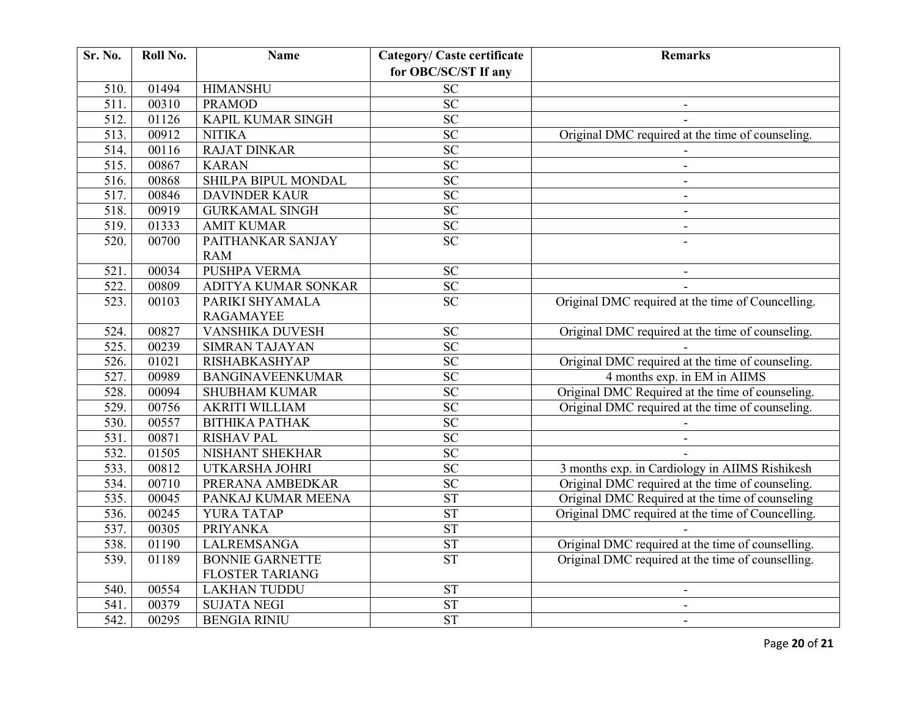| Sr. No. | Roll No. | Name | Category/ Caste certificate for OBC/SC/ST If any | Remarks |
|---|---|---|---|---|
| 510. | 01494 | HIMANSHU | SC | |
| 511. | 00310 | PRAMOD | SC | - |
| 512. | 01126 | KAPIL KUMAR SINGH | SC | - |
| 513. | 00912 | NITIKA | SC | Original DMC required at the time of counseling. |
| 514. | 00116 | RAJAT DINKAR | SC | - |
| 515. | 00867 | KARAN | SC | - |
| 516. | 00868 | SHILPA BIPUL MONDAL | SC | - |
| 517. | 00846 | DAVINDER KAUR | SC | - |
| 518. | 00919 | GURKAMAL SINGH | SC | - |
| 519. | 01333 | AMIT KUMAR | SC | - |
| 520. | 00700 | PAITHANKAR SANJAY RAM | SC | - |
| 521. | 00034 | PUSHPA VERMA | SC | - |
| 522. | 00809 | ADITYA KUMAR SONKAR | SC | - |
| 523. | 00103 | PARIKI SHYAMALA RAGAMAYEE | SC | Original DMC required at the time of Councelling. |
| 524. | 00827 | VANSHIKA DUVESH | SC | Original DMC required at the time of counseling. |
| 525. | 00239 | SIMRAN TAJAYAN | SC | - |
| 526. | 01021 | RISHABKASHYAP | SC | Original DMC required at the time of counseling. |
| 527. | 00989 | BANGINAVEENKUMAR | SC | 4 months exp. in EM in AIIMS |
| 528. | 00094 | SHUBHAM KUMAR | SC | Original DMC Required at the time of counseling. |
| 529. | 00756 | AKRITI WILLIAM | SC | Original DMC required at the time of counseling. |
| 530. | 00557 | BITHIKA PATHAK | SC | - |
| 531. | 00871 | RISHAV PAL | SC | - |
| 532. | 01505 | NISHANT SHEKHAR | SC | - |
| 533. | 00812 | UTKARSHA JOHRI | SC | 3 months exp. in Cardiology in AIIMS Rishikesh |
| 534. | 00710 | PRERANA AMBEDKAR | SC | Original DMC required at the time of counseling. |
| 535. | 00045 | PANKAJ KUMAR MEENA | ST | Original DMC Required at the time of counseling |
| 536. | 00245 | YURA TATAP | ST | Original DMC required at the time of Councelling. |
| 537. | 00305 | PRIYANKA | ST | - |
| 538. | 01190 | LALREMSANGA | ST | Original DMC required at the time of counselling. |
| 539. | 01189 | BONNIE GARNETTE FLOSTER TARIANG | ST | Original DMC required at the time of counselling. |
| 540. | 00554 | LAKHAN TUDDU | ST | - |
| 541. | 00379 | SUJATA NEGI | ST | - |
| 542. | 00295 | BENGIA RINIU | ST | - |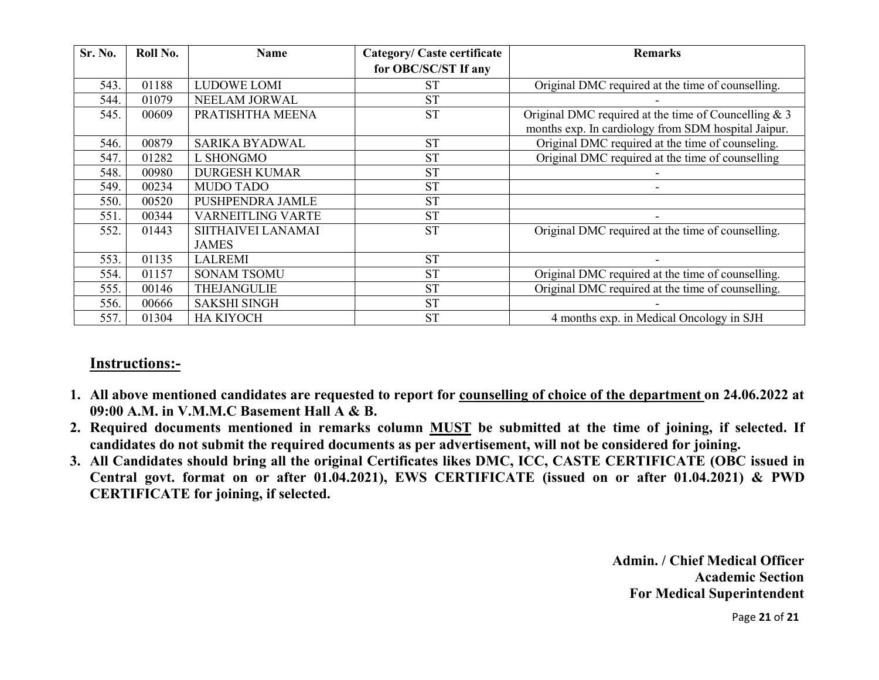| Sr. No. | Roll No. | Name | Category/ Caste certificate for OBC/SC/ST If any | Remarks |
|---|---|---|---|---|
| 543. | 01188 | LUDOWE LOMI | ST | Original DMC required at the time of counselling. |
| 544. | 01079 | NEELAM JORWAL | ST | - |
| 545. | 00609 | PRATISHTHA MEENA | ST | Original DMC required at the time of Councelling & 3 months exp. In cardiology from SDM hospital Jaipur. |
| 546. | 00879 | SARIKA BYADWAL | ST | Original DMC required at the time of counseling. |
| 547. | 01282 | L SHONGMO | ST | Original DMC required at the time of counselling |
| 548. | 00980 | DURGESH KUMAR | ST | - |
| 549. | 00234 | MUDO TADO | ST | - |
| 550. | 00520 | PUSHPENDRA JAMLE | ST | |
| 551. | 00344 | VARNEITLING VARTE | ST | - |
| 552. | 01443 | SIITHAIVEI LANAMAI JAMES | ST | Original DMC required at the time of counselling. |
| 553. | 01135 | LALREMI | ST | - |
| 554. | 01157 | SONAM TSOMU | ST | Original DMC required at the time of counselling. |
| 555. | 00146 | THEJANGULIE | ST | Original DMC required at the time of counselling. |
| 556. | 00666 | SAKSHI SINGH | ST | - |
| 557. | 01304 | HA KIYOCH | ST | 4 months exp. in Medical Oncology in SJH |

## Instructions:-

1. **All above mentioned candidates are requested to report for <u>counselling of choice of the department</u> on 24.06.2022 at 09:00 A.M. in V.M.M.C Basement Hall A & B.**
2. **Required documents mentioned in remarks column <u>MUST</u> be submitted at the time of joining, if selected. If candidates do not submit the required documents as per advertisement, will not be considered for joining.**
3. **All Candidates should bring all the original Certificates likes DMC, ICC, CASTE CERTIFICATE (OBC issued in Central govt. format on or after 01.04.2021), EWS CERTIFICATE (issued on or after 01.04.2021) & PWD CERTIFICATE for joining, if selected.**

**Admin. / Chief Medical Officer**
**Academic Section**
**For Medical Superintendent**